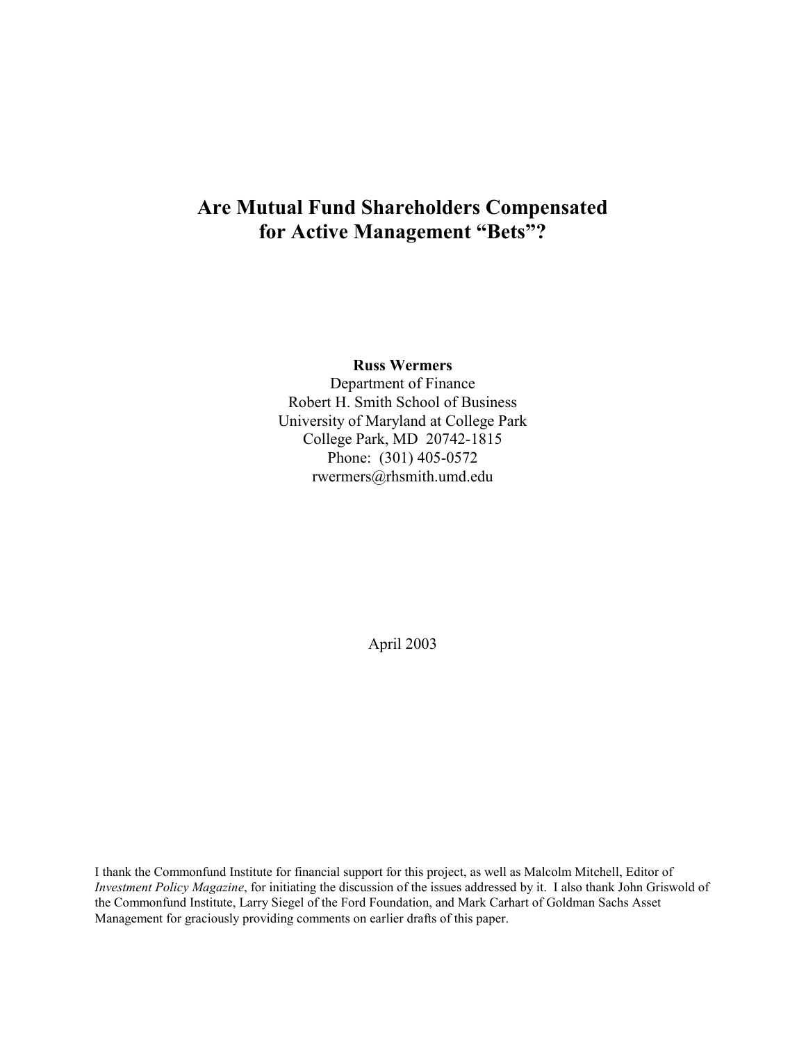# Are Mutual Fund Shareholders Compensated for Active Management "Bets"?

**Russ Wermers**
Department of Finance
Robert H. Smith School of Business
University of Maryland at College Park
College Park, MD 20742-1815
Phone: (301) 405-0572
rwermers@rhsmith.umd.edu

April 2003

I thank the Commonfund Institute for financial support for this project, as well as Malcolm Mitchell, Editor of *Investment Policy Magazine*, for initiating the discussion of the issues addressed by it. I also thank John Griswold of the Commonfund Institute, Larry Siegel of the Ford Foundation, and Mark Carhart of Goldman Sachs Asset Management for graciously providing comments on earlier drafts of this paper.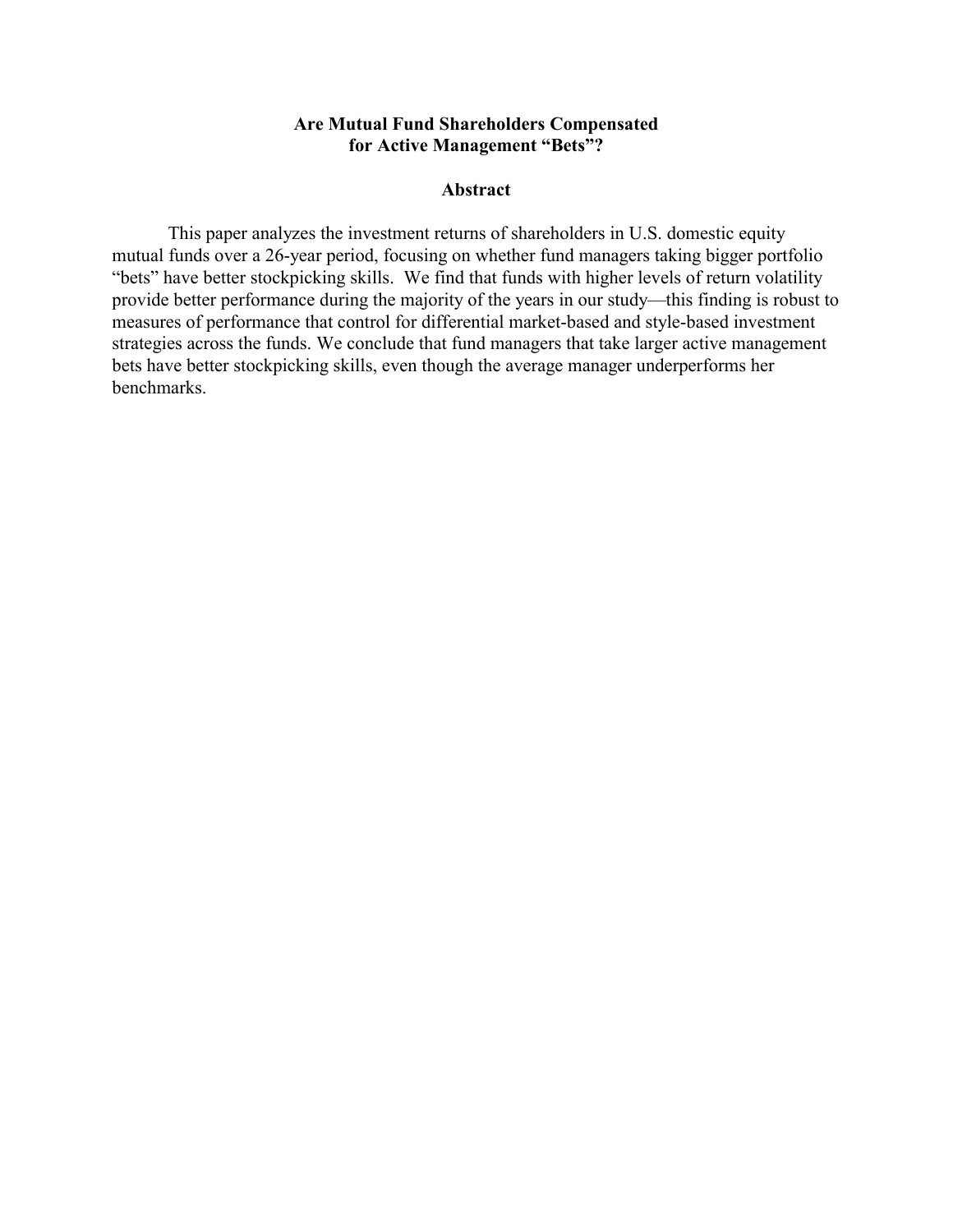# Are Mutual Fund Shareholders Compensated for Active Management "Bets"?

## Abstract

This paper analyzes the investment returns of shareholders in U.S. domestic equity mutual funds over a 26-year period, focusing on whether fund managers taking bigger portfolio "bets" have better stockpicking skills. We find that funds with higher levels of return volatility provide better performance during the majority of the years in our study—this finding is robust to measures of performance that control for differential market-based and style-based investment strategies across the funds. We conclude that fund managers that take larger active management bets have better stockpicking skills, even though the average manager underperforms her benchmarks.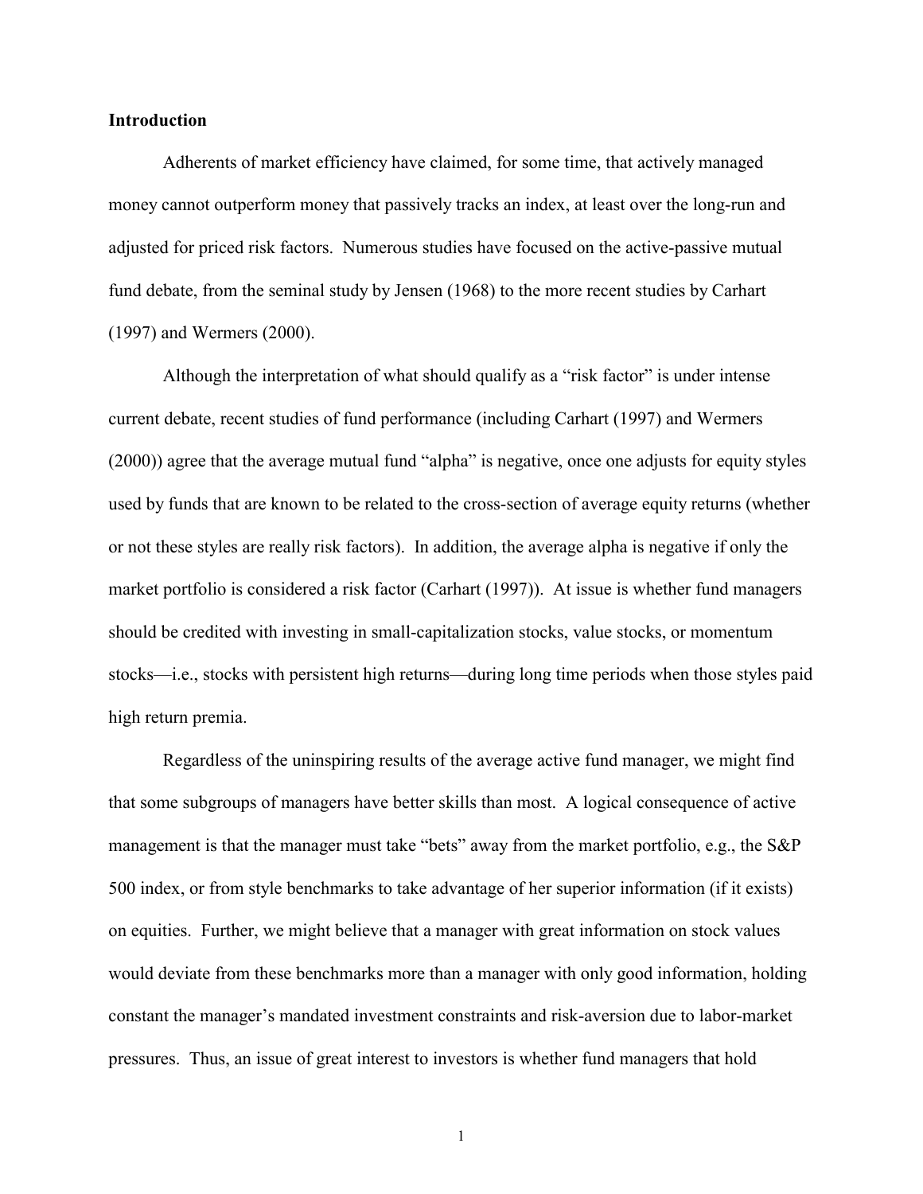## Introduction

Adherents of market efficiency have claimed, for some time, that actively managed money cannot outperform money that passively tracks an index, at least over the long-run and adjusted for priced risk factors. Numerous studies have focused on the active-passive mutual fund debate, from the seminal study by Jensen (1968) to the more recent studies by Carhart (1997) and Wermers (2000).

Although the interpretation of what should qualify as a "risk factor" is under intense current debate, recent studies of fund performance (including Carhart (1997) and Wermers (2000)) agree that the average mutual fund "alpha" is negative, once one adjusts for equity styles used by funds that are known to be related to the cross-section of average equity returns (whether or not these styles are really risk factors). In addition, the average alpha is negative if only the market portfolio is considered a risk factor (Carhart (1997)). At issue is whether fund managers should be credited with investing in small-capitalization stocks, value stocks, or momentum stocks—i.e., stocks with persistent high returns—during long time periods when those styles paid high return premia.

Regardless of the uninspiring results of the average active fund manager, we might find that some subgroups of managers have better skills than most. A logical consequence of active management is that the manager must take "bets" away from the market portfolio, e.g., the S&P 500 index, or from style benchmarks to take advantage of her superior information (if it exists) on equities. Further, we might believe that a manager with great information on stock values would deviate from these benchmarks more than a manager with only good information, holding constant the manager's mandated investment constraints and risk-aversion due to labor-market pressures. Thus, an issue of great interest to investors is whether fund managers that hold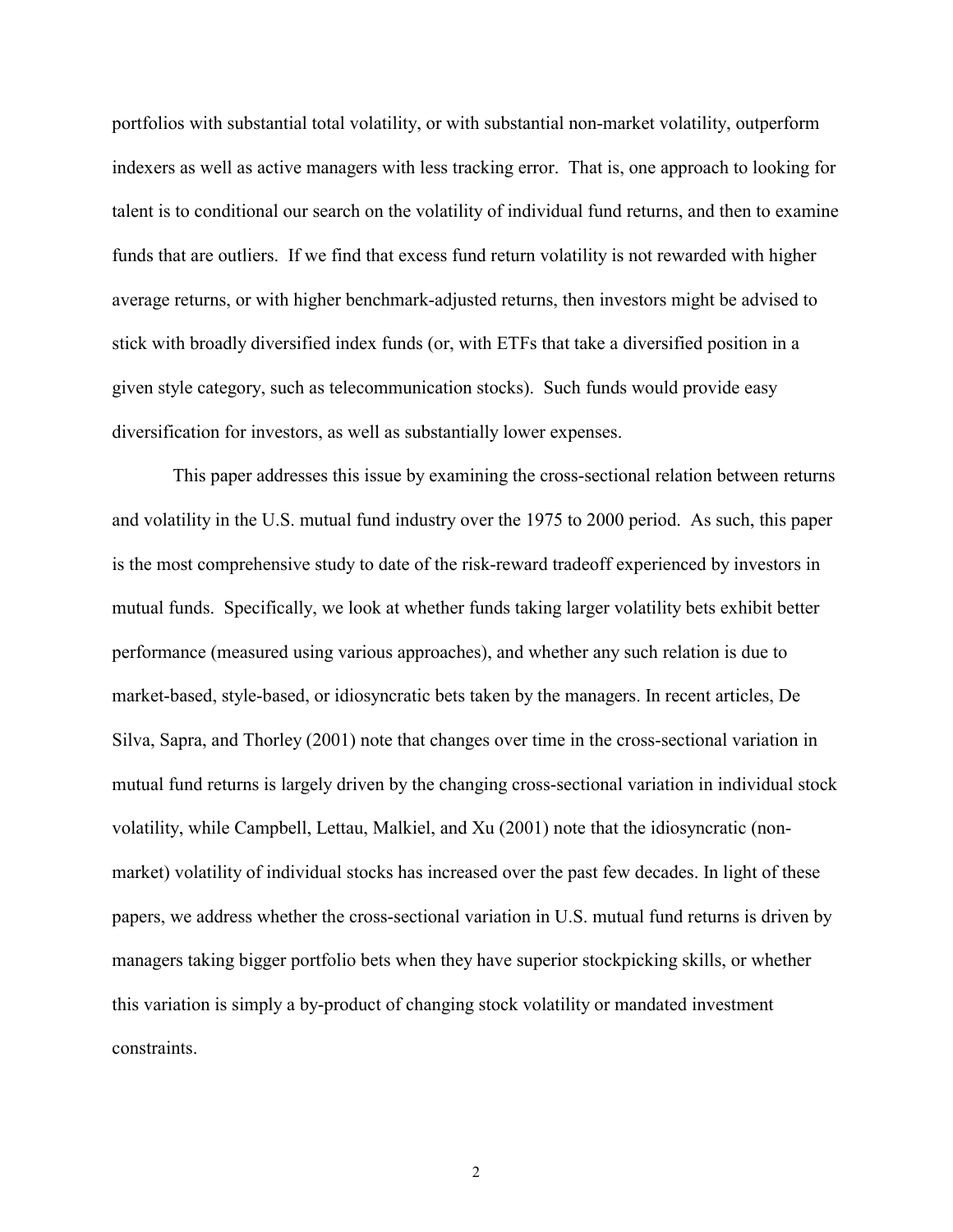portfolios with substantial total volatility, or with substantial non-market volatility, outperform indexers as well as active managers with less tracking error. That is, one approach to looking for talent is to conditional our search on the volatility of individual fund returns, and then to examine funds that are outliers. If we find that excess fund return volatility is not rewarded with higher average returns, or with higher benchmark-adjusted returns, then investors might be advised to stick with broadly diversified index funds (or, with ETFs that take a diversified position in a given style category, such as telecommunication stocks). Such funds would provide easy diversification for investors, as well as substantially lower expenses.

This paper addresses this issue by examining the cross-sectional relation between returns and volatility in the U.S. mutual fund industry over the 1975 to 2000 period. As such, this paper is the most comprehensive study to date of the risk-reward tradeoff experienced by investors in mutual funds. Specifically, we look at whether funds taking larger volatility bets exhibit better performance (measured using various approaches), and whether any such relation is due to market-based, style-based, or idiosyncratic bets taken by the managers. In recent articles, De Silva, Sapra, and Thorley (2001) note that changes over time in the cross-sectional variation in mutual fund returns is largely driven by the changing cross-sectional variation in individual stock volatility, while Campbell, Lettau, Malkiel, and Xu (2001) note that the idiosyncratic (non-market) volatility of individual stocks has increased over the past few decades. In light of these papers, we address whether the cross-sectional variation in U.S. mutual fund returns is driven by managers taking bigger portfolio bets when they have superior stockpicking skills, or whether this variation is simply a by-product of changing stock volatility or mandated investment constraints.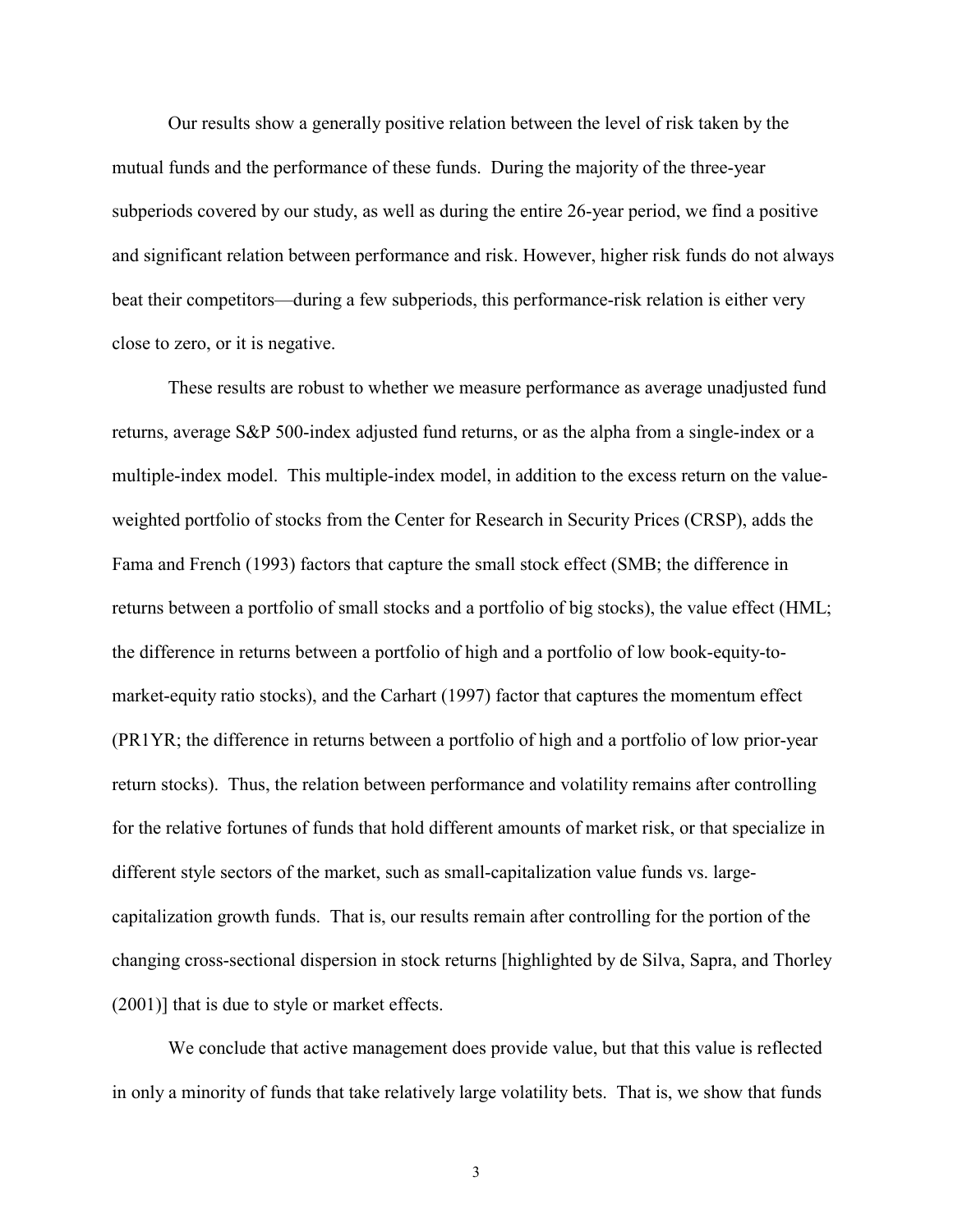Our results show a generally positive relation between the level of risk taken by the mutual funds and the performance of these funds. During the majority of the three-year subperiods covered by our study, as well as during the entire 26-year period, we find a positive and significant relation between performance and risk. However, higher risk funds do not always beat their competitors—during a few subperiods, this performance-risk relation is either very close to zero, or it is negative.

These results are robust to whether we measure performance as average unadjusted fund returns, average S&P 500-index adjusted fund returns, or as the alpha from a single-index or a multiple-index model. This multiple-index model, in addition to the excess return on the value-weighted portfolio of stocks from the Center for Research in Security Prices (CRSP), adds the Fama and French (1993) factors that capture the small stock effect (SMB; the difference in returns between a portfolio of small stocks and a portfolio of big stocks), the value effect (HML; the difference in returns between a portfolio of high and a portfolio of low book-equity-to-market-equity ratio stocks), and the Carhart (1997) factor that captures the momentum effect (PR1YR; the difference in returns between a portfolio of high and a portfolio of low prior-year return stocks). Thus, the relation between performance and volatility remains after controlling for the relative fortunes of funds that hold different amounts of market risk, or that specialize in different style sectors of the market, such as small-capitalization value funds vs. large-capitalization growth funds. That is, our results remain after controlling for the portion of the changing cross-sectional dispersion in stock returns [highlighted by de Silva, Sapra, and Thorley (2001)] that is due to style or market effects.

We conclude that active management does provide value, but that this value is reflected in only a minority of funds that take relatively large volatility bets. That is, we show that funds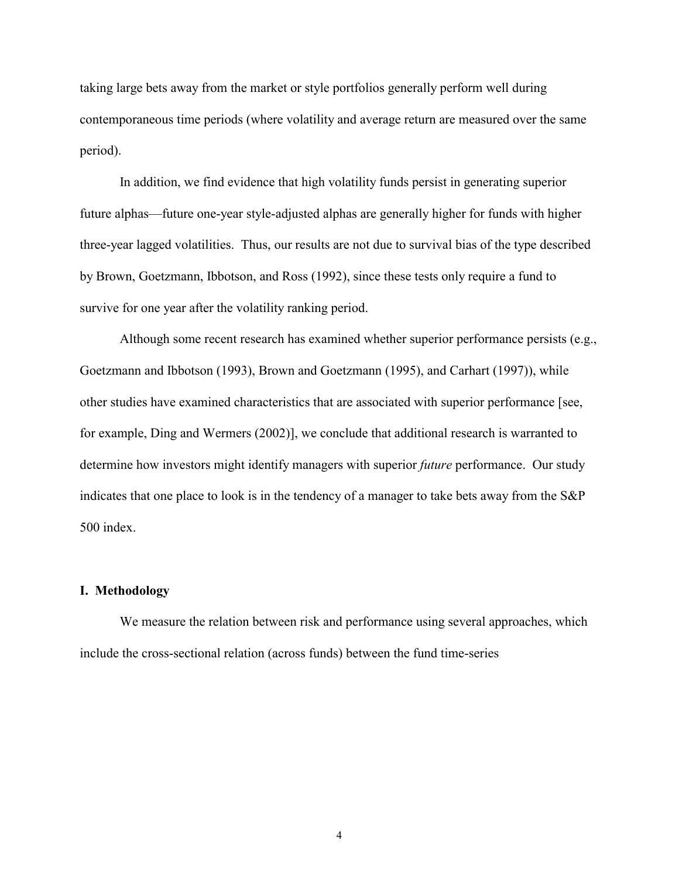taking large bets away from the market or style portfolios generally perform well during contemporaneous time periods (where volatility and average return are measured over the same period).

In addition, we find evidence that high volatility funds persist in generating superior future alphas—future one-year style-adjusted alphas are generally higher for funds with higher three-year lagged volatilities. Thus, our results are not due to survival bias of the type described by Brown, Goetzmann, Ibbotson, and Ross (1992), since these tests only require a fund to survive for one year after the volatility ranking period.

Although some recent research has examined whether superior performance persists (e.g., Goetzmann and Ibbotson (1993), Brown and Goetzmann (1995), and Carhart (1997)), while other studies have examined characteristics that are associated with superior performance [see, for example, Ding and Wermers (2002)], we conclude that additional research is warranted to determine how investors might identify managers with superior *future* performance. Our study indicates that one place to look is in the tendency of a manager to take bets away from the S&P 500 index.

## I. Methodology

We measure the relation between risk and performance using several approaches, which include the cross-sectional relation (across funds) between the fund time-series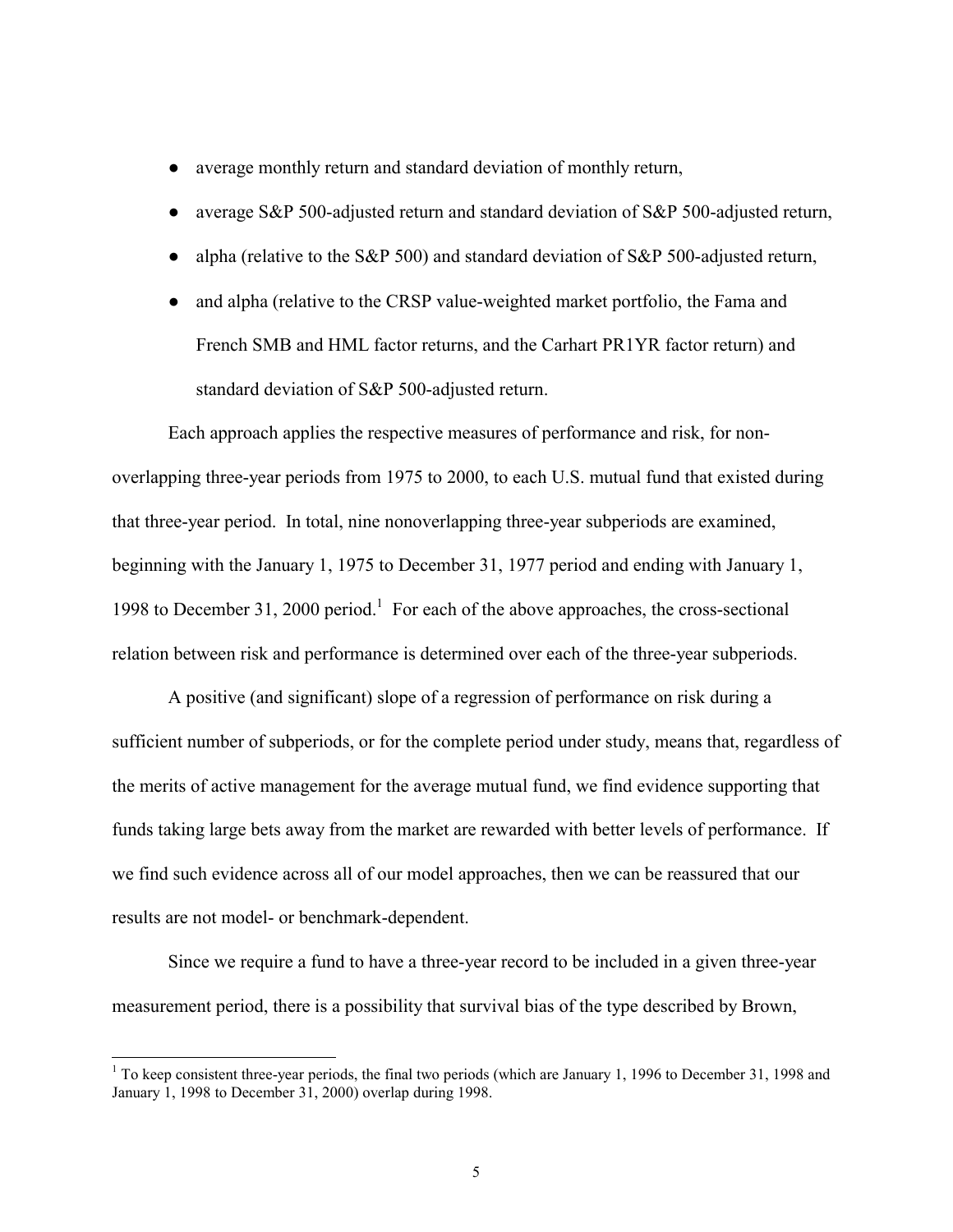- average monthly return and standard deviation of monthly return,
- average S&P 500-adjusted return and standard deviation of S&P 500-adjusted return,
- alpha (relative to the S&P 500) and standard deviation of S&P 500-adjusted return,
- and alpha (relative to the CRSP value-weighted market portfolio, the Fama and French SMB and HML factor returns, and the Carhart PR1YR factor return) and standard deviation of S&P 500-adjusted return.

Each approach applies the respective measures of performance and risk, for non-overlapping three-year periods from 1975 to 2000, to each U.S. mutual fund that existed during that three-year period. In total, nine nonoverlapping three-year subperiods are examined, beginning with the January 1, 1975 to December 31, 1977 period and ending with January 1, 1998 to December 31, 2000 period.[1] For each of the above approaches, the cross-sectional relation between risk and performance is determined over each of the three-year subperiods.

A positive (and significant) slope of a regression of performance on risk during a sufficient number of subperiods, or for the complete period under study, means that, regardless of the merits of active management for the average mutual fund, we find evidence supporting that funds taking large bets away from the market are rewarded with better levels of performance. If we find such evidence across all of our model approaches, then we can be reassured that our results are not model- or benchmark-dependent.

Since we require a fund to have a three-year record to be included in a given three-year measurement period, there is a possibility that survival bias of the type described by Brown,

[1] To keep consistent three-year periods, the final two periods (which are January 1, 1996 to December 31, 1998 and January 1, 1998 to December 31, 2000) overlap during 1998.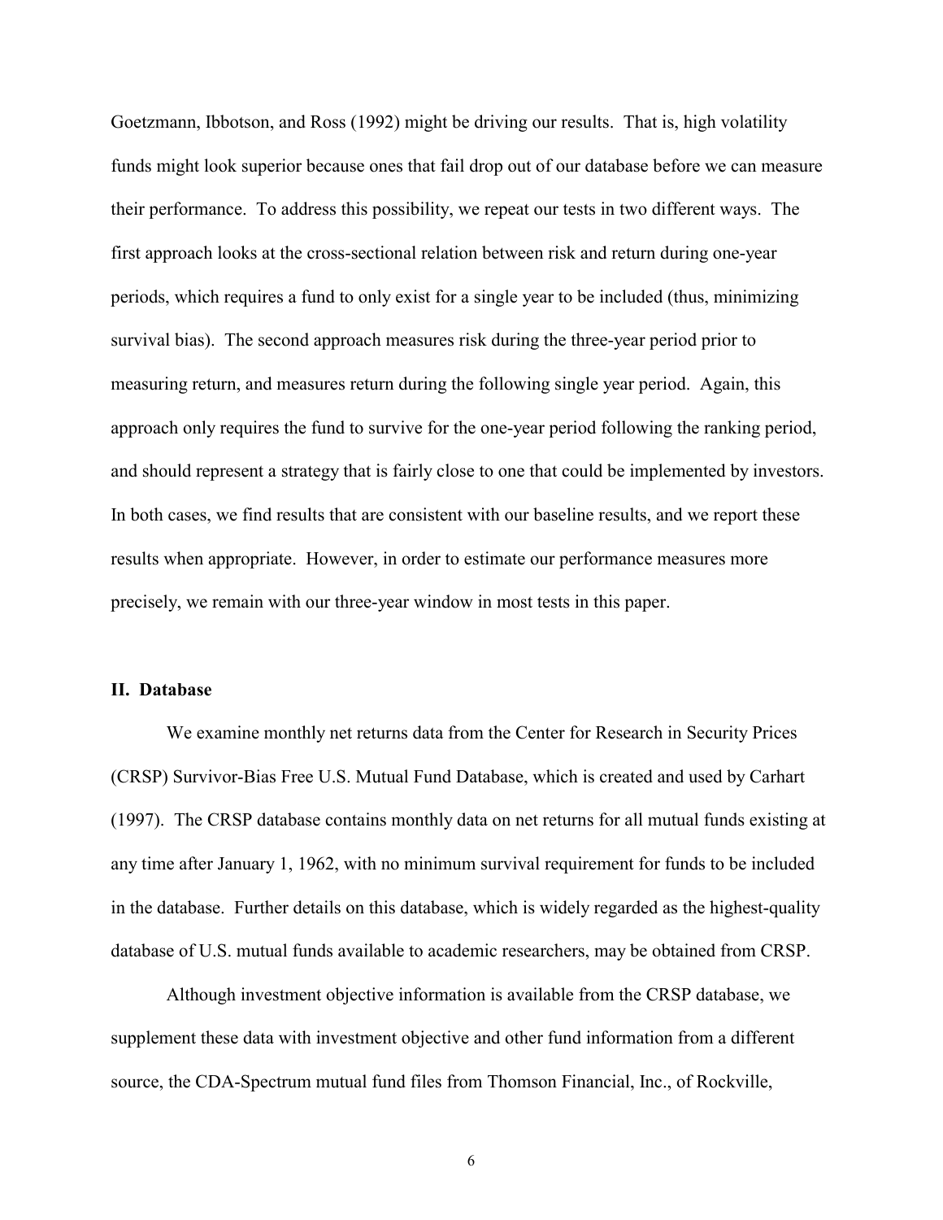Goetzmann, Ibbotson, and Ross (1992) might be driving our results. That is, high volatility funds might look superior because ones that fail drop out of our database before we can measure their performance. To address this possibility, we repeat our tests in two different ways. The first approach looks at the cross-sectional relation between risk and return during one-year periods, which requires a fund to only exist for a single year to be included (thus, minimizing survival bias). The second approach measures risk during the three-year period prior to measuring return, and measures return during the following single year period. Again, this approach only requires the fund to survive for the one-year period following the ranking period, and should represent a strategy that is fairly close to one that could be implemented by investors. In both cases, we find results that are consistent with our baseline results, and we report these results when appropriate. However, in order to estimate our performance measures more precisely, we remain with our three-year window in most tests in this paper.

## II. Database

We examine monthly net returns data from the Center for Research in Security Prices (CRSP) Survivor-Bias Free U.S. Mutual Fund Database, which is created and used by Carhart (1997). The CRSP database contains monthly data on net returns for all mutual funds existing at any time after January 1, 1962, with no minimum survival requirement for funds to be included in the database. Further details on this database, which is widely regarded as the highest-quality database of U.S. mutual funds available to academic researchers, may be obtained from CRSP.

Although investment objective information is available from the CRSP database, we supplement these data with investment objective and other fund information from a different source, the CDA-Spectrum mutual fund files from Thomson Financial, Inc., of Rockville,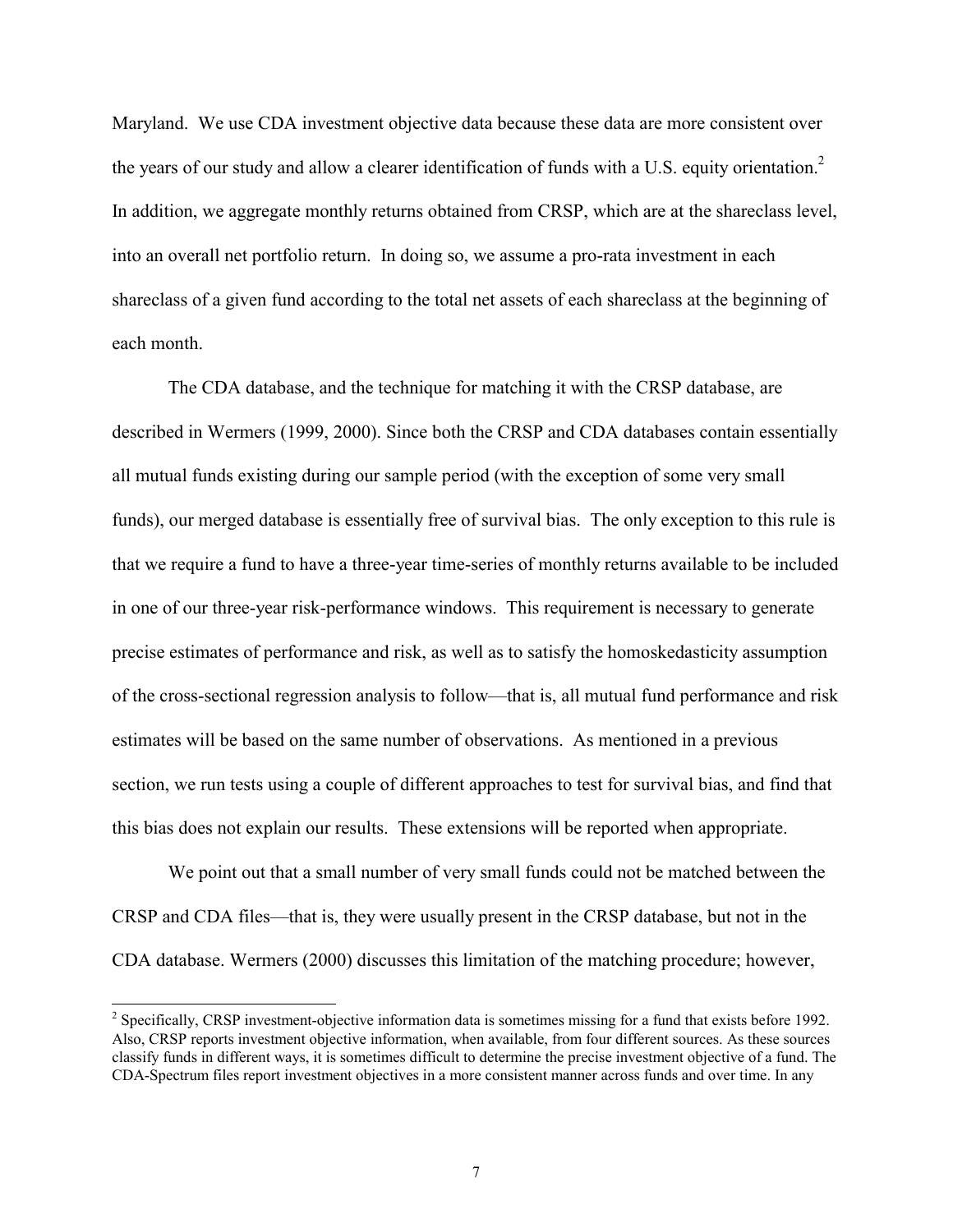Maryland. We use CDA investment objective data because these data are more consistent over the years of our study and allow a clearer identification of funds with a U.S. equity orientation.[2] In addition, we aggregate monthly returns obtained from CRSP, which are at the shareclass level, into an overall net portfolio return. In doing so, we assume a pro-rata investment in each shareclass of a given fund according to the total net assets of each shareclass at the beginning of each month.

The CDA database, and the technique for matching it with the CRSP database, are described in Wermers (1999, 2000). Since both the CRSP and CDA databases contain essentially all mutual funds existing during our sample period (with the exception of some very small funds), our merged database is essentially free of survival bias. The only exception to this rule is that we require a fund to have a three-year time-series of monthly returns available to be included in one of our three-year risk-performance windows. This requirement is necessary to generate precise estimates of performance and risk, as well as to satisfy the homoskedasticity assumption of the cross-sectional regression analysis to follow—that is, all mutual fund performance and risk estimates will be based on the same number of observations. As mentioned in a previous section, we run tests using a couple of different approaches to test for survival bias, and find that this bias does not explain our results. These extensions will be reported when appropriate.

We point out that a small number of very small funds could not be matched between the CRSP and CDA files—that is, they were usually present in the CRSP database, but not in the CDA database. Wermers (2000) discusses this limitation of the matching procedure; however,

[2] Specifically, CRSP investment-objective information data is sometimes missing for a fund that exists before 1992. Also, CRSP reports investment objective information, when available, from four different sources. As these sources classify funds in different ways, it is sometimes difficult to determine the precise investment objective of a fund. The CDA-Spectrum files report investment objectives in a more consistent manner across funds and over time. In any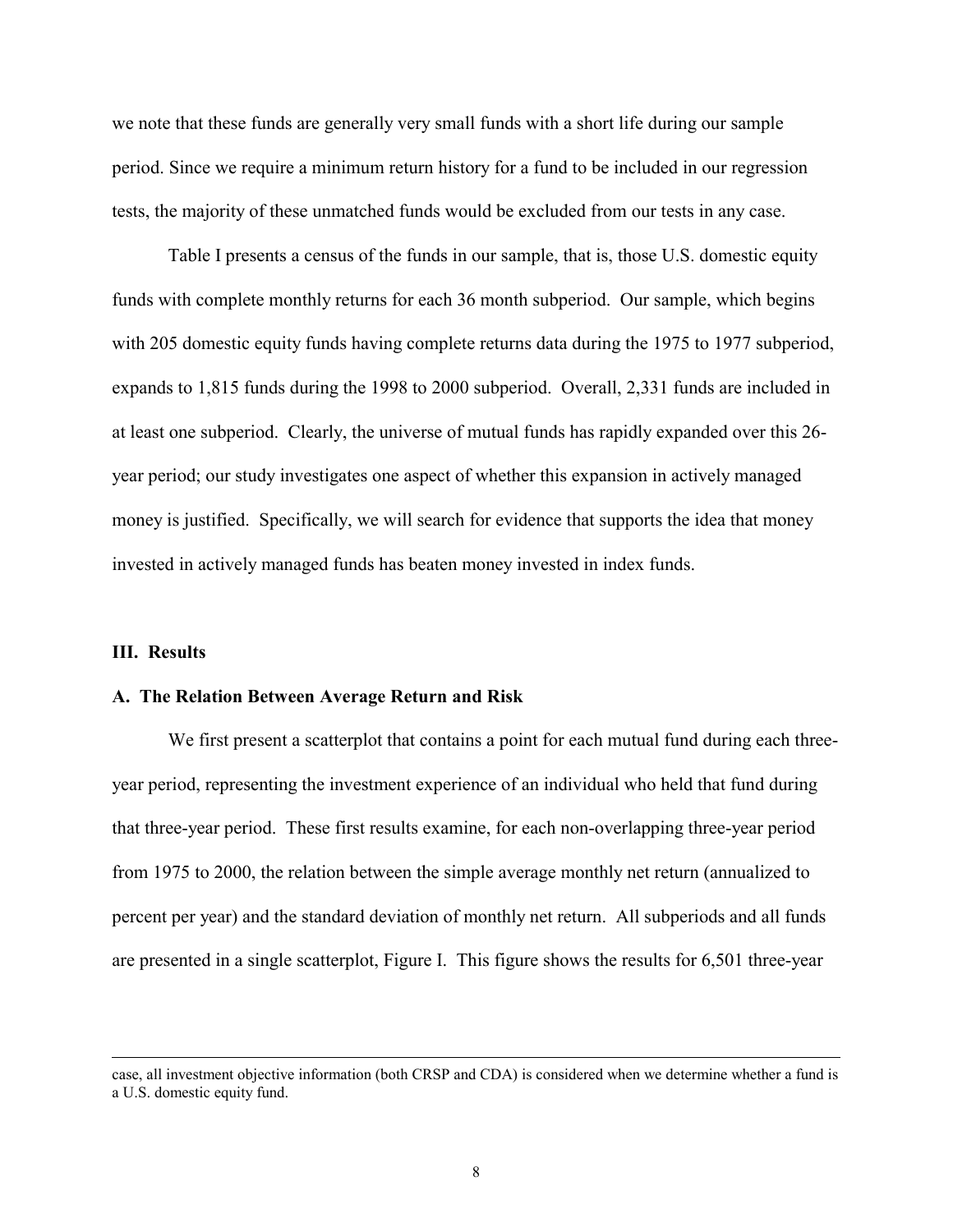we note that these funds are generally very small funds with a short life during our sample period. Since we require a minimum return history for a fund to be included in our regression tests, the majority of these unmatched funds would be excluded from our tests in any case.

Table I presents a census of the funds in our sample, that is, those U.S. domestic equity funds with complete monthly returns for each 36 month subperiod. Our sample, which begins with 205 domestic equity funds having complete returns data during the 1975 to 1977 subperiod, expands to 1,815 funds during the 1998 to 2000 subperiod. Overall, 2,331 funds are included in at least one subperiod. Clearly, the universe of mutual funds has rapidly expanded over this 26-year period; our study investigates one aspect of whether this expansion in actively managed money is justified. Specifically, we will search for evidence that supports the idea that money invested in actively managed funds has beaten money invested in index funds.

## III. Results

### A. The Relation Between Average Return and Risk

We first present a scatterplot that contains a point for each mutual fund during each three-year period, representing the investment experience of an individual who held that fund during that three-year period. These first results examine, for each non-overlapping three-year period from 1975 to 2000, the relation between the simple average monthly net return (annualized to percent per year) and the standard deviation of monthly net return. All subperiods and all funds are presented in a single scatterplot, Figure I. This figure shows the results for 6,501 three-year

---

case, all investment objective information (both CRSP and CDA) is considered when we determine whether a fund is a U.S. domestic equity fund.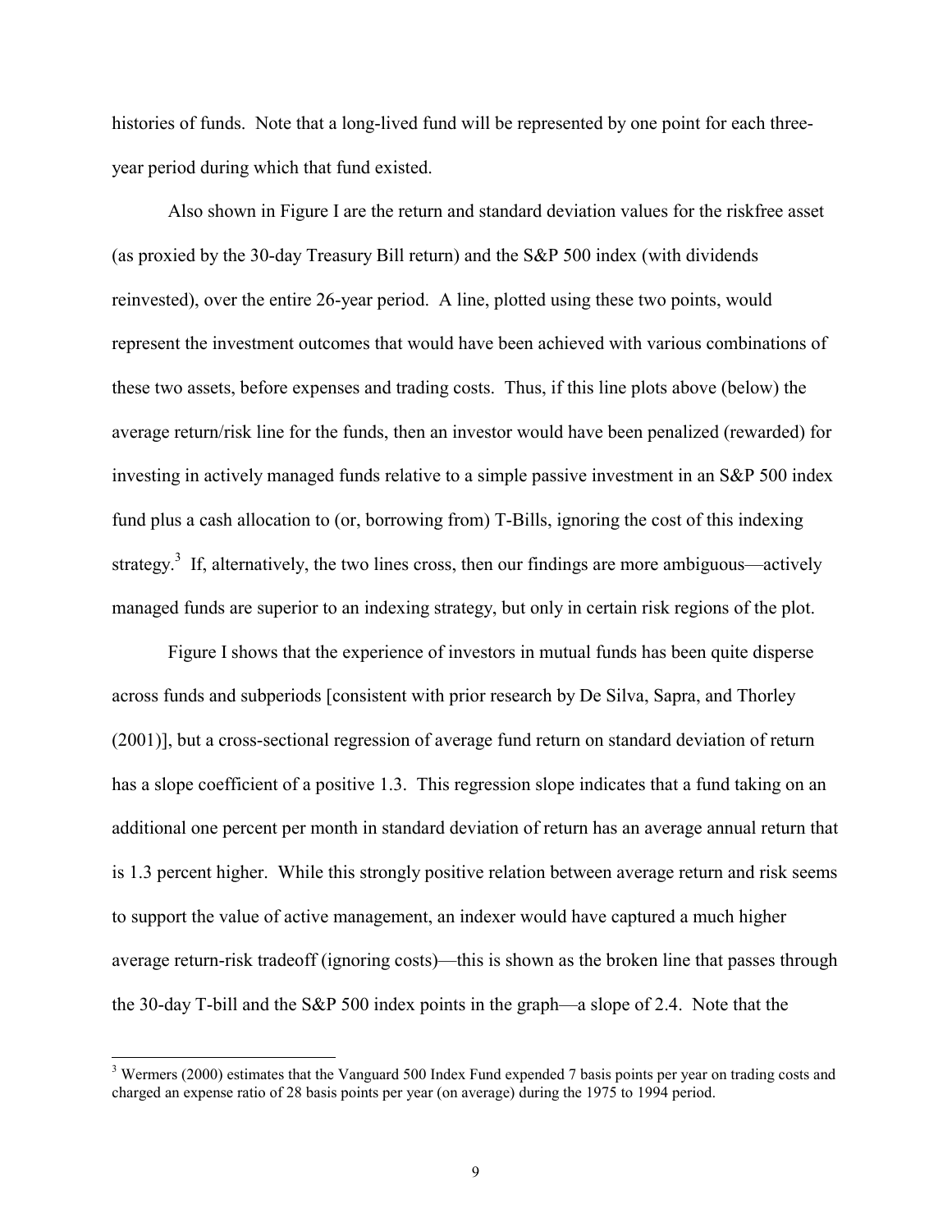histories of funds. Note that a long-lived fund will be represented by one point for each three-year period during which that fund existed.

Also shown in Figure I are the return and standard deviation values for the riskfree asset (as proxied by the 30-day Treasury Bill return) and the S&P 500 index (with dividends reinvested), over the entire 26-year period. A line, plotted using these two points, would represent the investment outcomes that would have been achieved with various combinations of these two assets, before expenses and trading costs. Thus, if this line plots above (below) the average return/risk line for the funds, then an investor would have been penalized (rewarded) for investing in actively managed funds relative to a simple passive investment in an S&P 500 index fund plus a cash allocation to (or, borrowing from) T-Bills, ignoring the cost of this indexing strategy.[3] If, alternatively, the two lines cross, then our findings are more ambiguous—actively managed funds are superior to an indexing strategy, but only in certain risk regions of the plot.

Figure I shows that the experience of investors in mutual funds has been quite disperse across funds and subperiods [consistent with prior research by De Silva, Sapra, and Thorley (2001)], but a cross-sectional regression of average fund return on standard deviation of return has a slope coefficient of a positive 1.3. This regression slope indicates that a fund taking on an additional one percent per month in standard deviation of return has an average annual return that is 1.3 percent higher. While this strongly positive relation between average return and risk seems to support the value of active management, an indexer would have captured a much higher average return-risk tradeoff (ignoring costs)—this is shown as the broken line that passes through the 30-day T-bill and the S&P 500 index points in the graph—a slope of 2.4. Note that the

[3] Wermers (2000) estimates that the Vanguard 500 Index Fund expended 7 basis points per year on trading costs and charged an expense ratio of 28 basis points per year (on average) during the 1975 to 1994 period.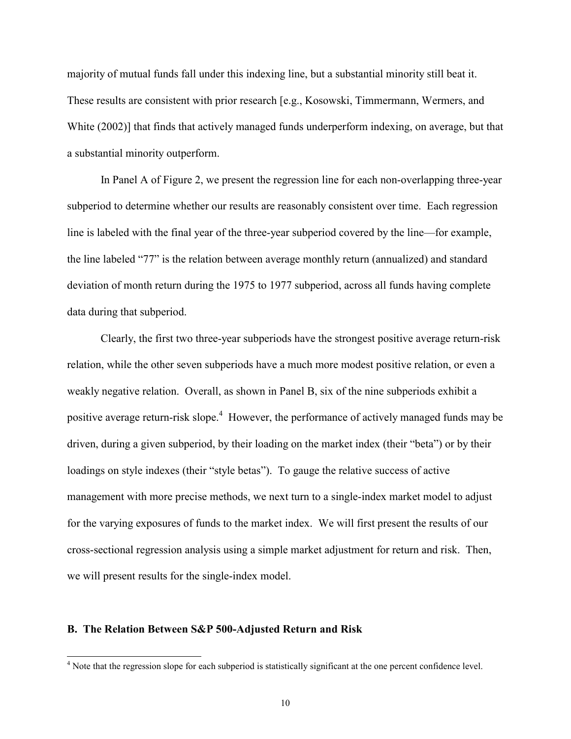majority of mutual funds fall under this indexing line, but a substantial minority still beat it. These results are consistent with prior research [e.g., Kosowski, Timmermann, Wermers, and White (2002)] that finds that actively managed funds underperform indexing, on average, but that a substantial minority outperform.

In Panel A of Figure 2, we present the regression line for each non-overlapping three-year subperiod to determine whether our results are reasonably consistent over time. Each regression line is labeled with the final year of the three-year subperiod covered by the line—for example, the line labeled "77" is the relation between average monthly return (annualized) and standard deviation of month return during the 1975 to 1977 subperiod, across all funds having complete data during that subperiod.

Clearly, the first two three-year subperiods have the strongest positive average return-risk relation, while the other seven subperiods have a much more modest positive relation, or even a weakly negative relation. Overall, as shown in Panel B, six of the nine subperiods exhibit a positive average return-risk slope.[4] However, the performance of actively managed funds may be driven, during a given subperiod, by their loading on the market index (their "beta") or by their loadings on style indexes (their "style betas"). To gauge the relative success of active management with more precise methods, we next turn to a single-index market model to adjust for the varying exposures of funds to the market index. We will first present the results of our cross-sectional regression analysis using a simple market adjustment for return and risk. Then, we will present results for the single-index model.

### B. The Relation Between S&P 500-Adjusted Return and Risk

[4] Note that the regression slope for each subperiod is statistically significant at the one percent confidence level.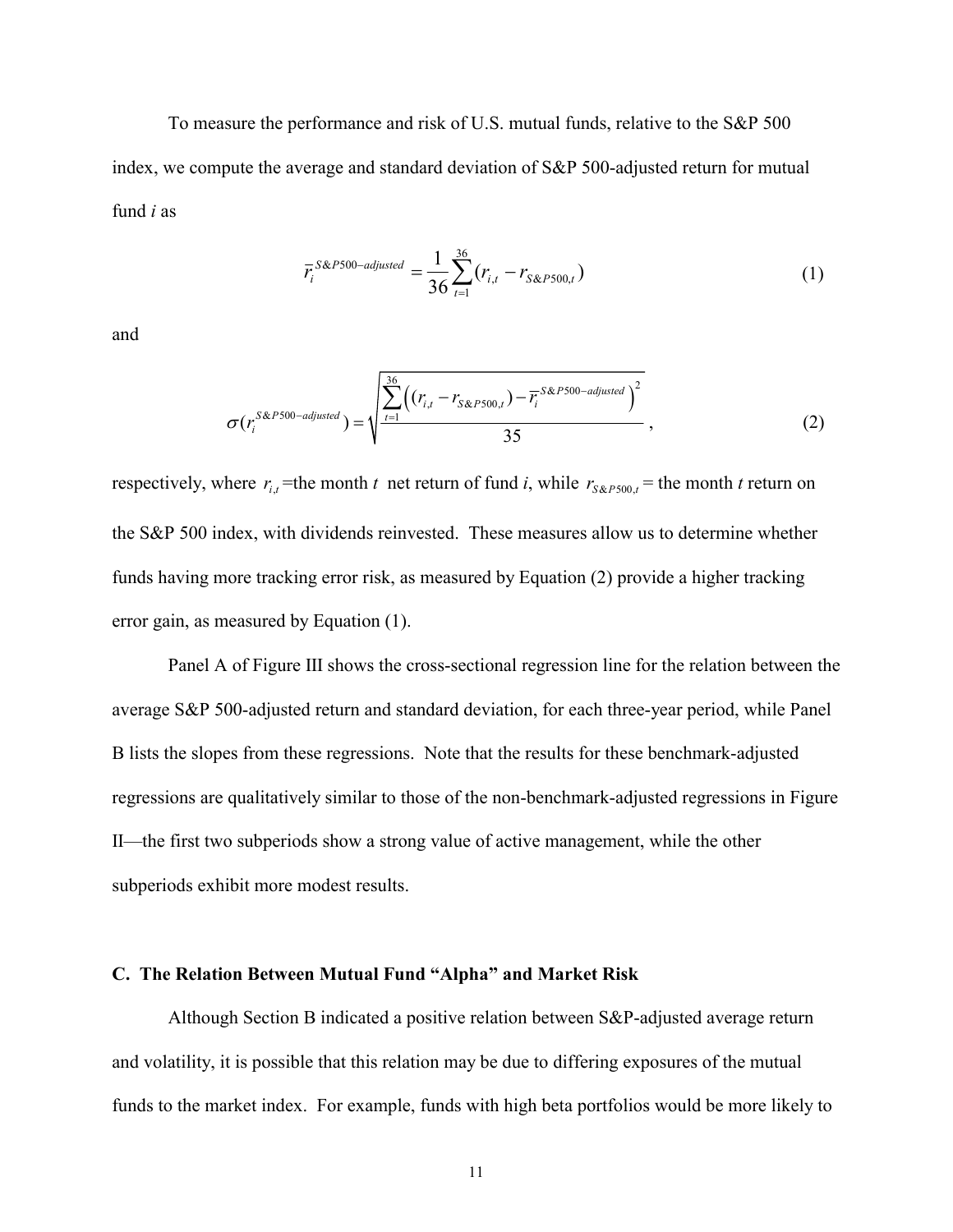To measure the performance and risk of U.S. mutual funds, relative to the S&P 500 index, we compute the average and standard deviation of S&P 500-adjusted return for mutual fund *i* as

$$\overline{r}_i^{S\&P500-adjusted} = \frac{1}{36}\sum_{t=1}^{36}(r_{i,t} - r_{S\&P500,t}) \tag{1}$$

and

$$\sigma(r_i^{S\&P500-adjusted}) = \sqrt{\frac{\sum_{t=1}^{36}\left((r_{i,t} - r_{S\&P500,t}) - \overline{r}_i^{S\&P500-adjusted}\right)^2}{35}}, \tag{2}$$

respectively, where $r_{i,t}$ =the month $t$ net return of fund *i*, while $r_{S\&P500,t}$ = the month *t* return on the S&P 500 index, with dividends reinvested. These measures allow us to determine whether funds having more tracking error risk, as measured by Equation (2) provide a higher tracking error gain, as measured by Equation (1).

Panel A of Figure III shows the cross-sectional regression line for the relation between the average S&P 500-adjusted return and standard deviation, for each three-year period, while Panel B lists the slopes from these regressions. Note that the results for these benchmark-adjusted regressions are qualitatively similar to those of the non-benchmark-adjusted regressions in Figure II—the first two subperiods show a strong value of active management, while the other subperiods exhibit more modest results.

### C. The Relation Between Mutual Fund "Alpha" and Market Risk

Although Section B indicated a positive relation between S&P-adjusted average return and volatility, it is possible that this relation may be due to differing exposures of the mutual funds to the market index. For example, funds with high beta portfolios would be more likely to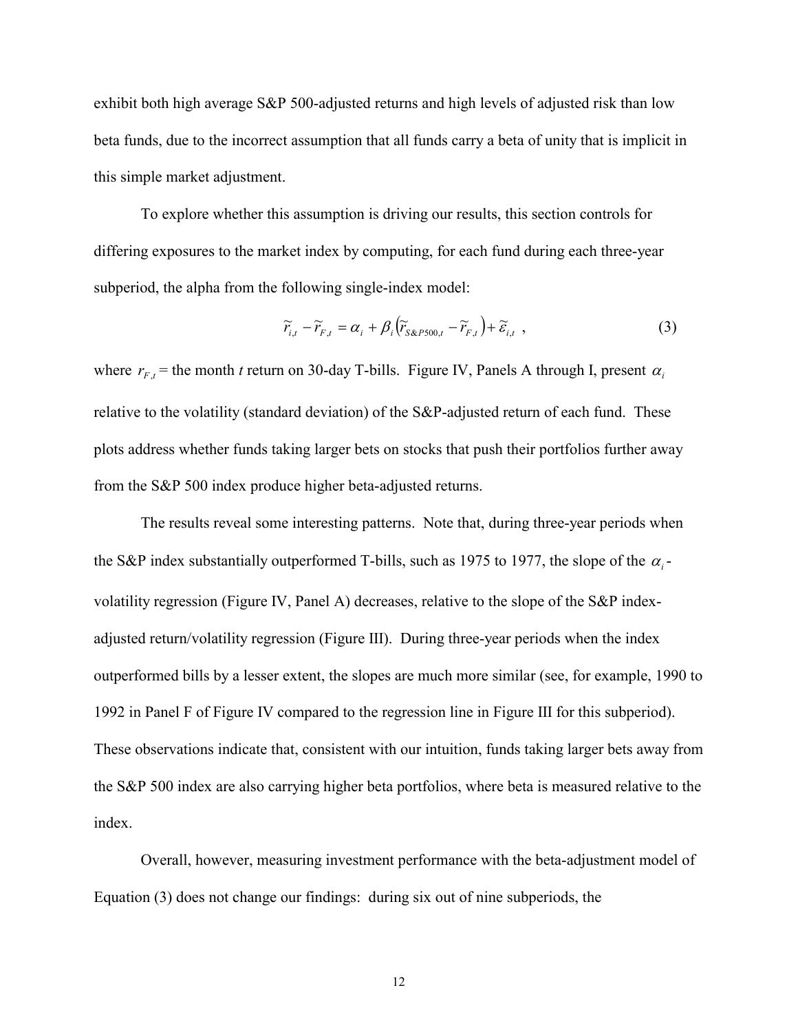exhibit both high average S&P 500-adjusted returns and high levels of adjusted risk than low beta funds, due to the incorrect assumption that all funds carry a beta of unity that is implicit in this simple market adjustment.

To explore whether this assumption is driving our results, this section controls for differing exposures to the market index by computing, for each fund during each three-year subperiod, the alpha from the following single-index model:

$$\tilde{r}_{i,t} - \tilde{r}_{F,t} = \alpha_i + \beta_i \left( \tilde{r}_{S\&P500,t} - \tilde{r}_{F,t} \right) + \tilde{\varepsilon}_{i,t} \ , \tag{3}$$

where $r_{F,t}$ = the month $t$ return on 30-day T-bills. Figure IV, Panels A through I, present $\alpha_i$ relative to the volatility (standard deviation) of the S&P-adjusted return of each fund. These plots address whether funds taking larger bets on stocks that push their portfolios further away from the S&P 500 index produce higher beta-adjusted returns.

The results reveal some interesting patterns. Note that, during three-year periods when the S&P index substantially outperformed T-bills, such as 1975 to 1977, the slope of the $\alpha_i$-volatility regression (Figure IV, Panel A) decreases, relative to the slope of the S&P index-adjusted return/volatility regression (Figure III). During three-year periods when the index outperformed bills by a lesser extent, the slopes are much more similar (see, for example, 1990 to 1992 in Panel F of Figure IV compared to the regression line in Figure III for this subperiod). These observations indicate that, consistent with our intuition, funds taking larger bets away from the S&P 500 index are also carrying higher beta portfolios, where beta is measured relative to the index.

Overall, however, measuring investment performance with the beta-adjustment model of Equation (3) does not change our findings: during six out of nine subperiods, the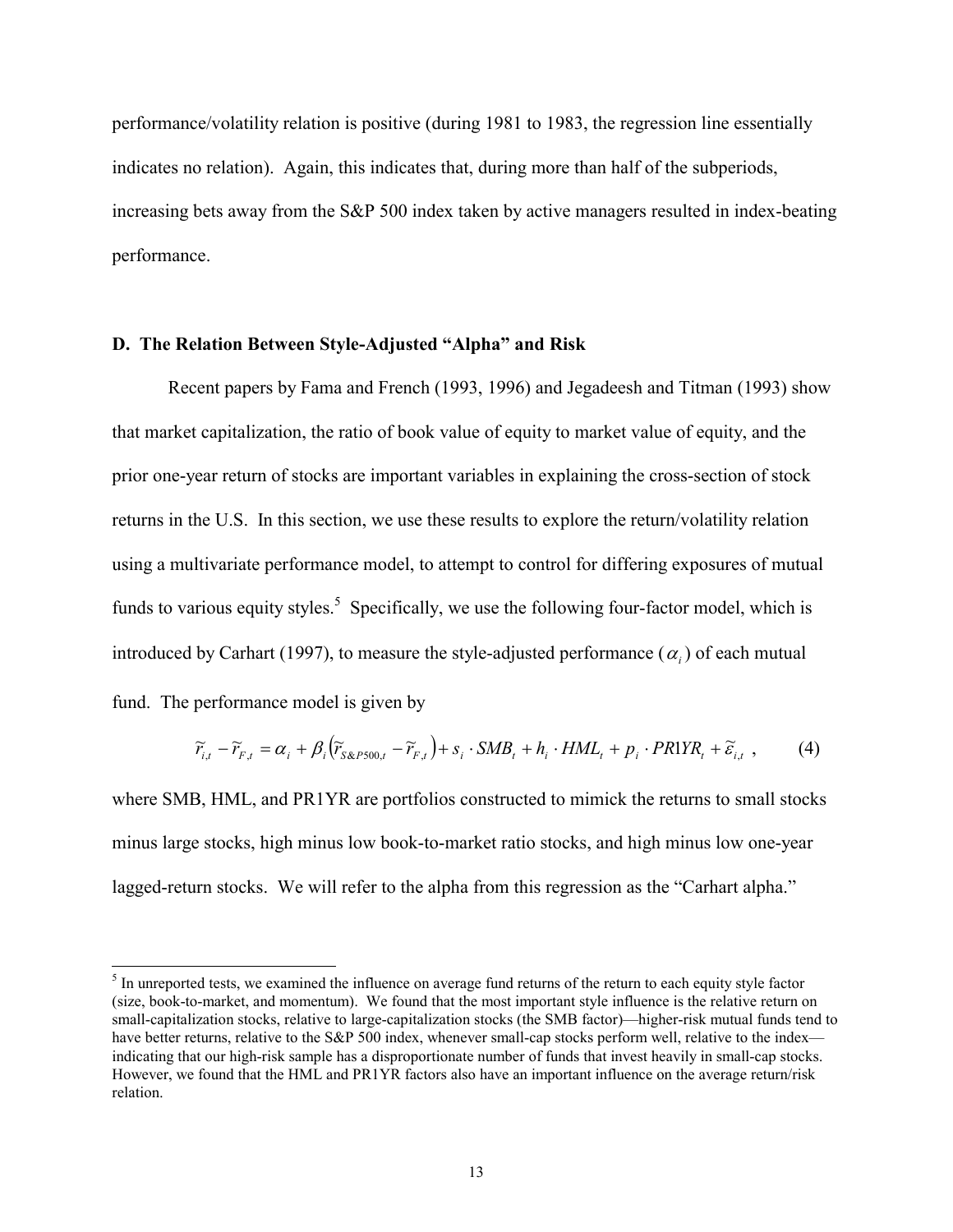performance/volatility relation is positive (during 1981 to 1983, the regression line essentially indicates no relation). Again, this indicates that, during more than half of the subperiods, increasing bets away from the S&P 500 index taken by active managers resulted in index-beating performance.

### D. The Relation Between Style-Adjusted "Alpha" and Risk

Recent papers by Fama and French (1993, 1996) and Jegadeesh and Titman (1993) show that market capitalization, the ratio of book value of equity to market value of equity, and the prior one-year return of stocks are important variables in explaining the cross-section of stock returns in the U.S. In this section, we use these results to explore the return/volatility relation using a multivariate performance model, to attempt to control for differing exposures of mutual funds to various equity styles.[5] Specifically, we use the following four-factor model, which is introduced by Carhart (1997), to measure the style-adjusted performance ($\alpha_i$) of each mutual fund. The performance model is given by

$$\tilde{r}_{i,t} - \tilde{r}_{F,t} = \alpha_i + \beta_i \left( \tilde{r}_{S\&P500,t} - \tilde{r}_{F,t} \right) + s_i \cdot SMB_t + h_i \cdot HML_t + p_i \cdot PR1YR_t + \tilde{\varepsilon}_{i,t} , \qquad (4)$$

where SMB, HML, and PR1YR are portfolios constructed to mimick the returns to small stocks minus large stocks, high minus low book-to-market ratio stocks, and high minus low one-year lagged-return stocks. We will refer to the alpha from this regression as the "Carhart alpha."

[5] In unreported tests, we examined the influence on average fund returns of the return to each equity style factor (size, book-to-market, and momentum). We found that the most important style influence is the relative return on small-capitalization stocks, relative to large-capitalization stocks (the SMB factor)—higher-risk mutual funds tend to have better returns, relative to the S&P 500 index, whenever small-cap stocks perform well, relative to the index—indicating that our high-risk sample has a disproportionate number of funds that invest heavily in small-cap stocks. However, we found that the HML and PR1YR factors also have an important influence on the average return/risk relation.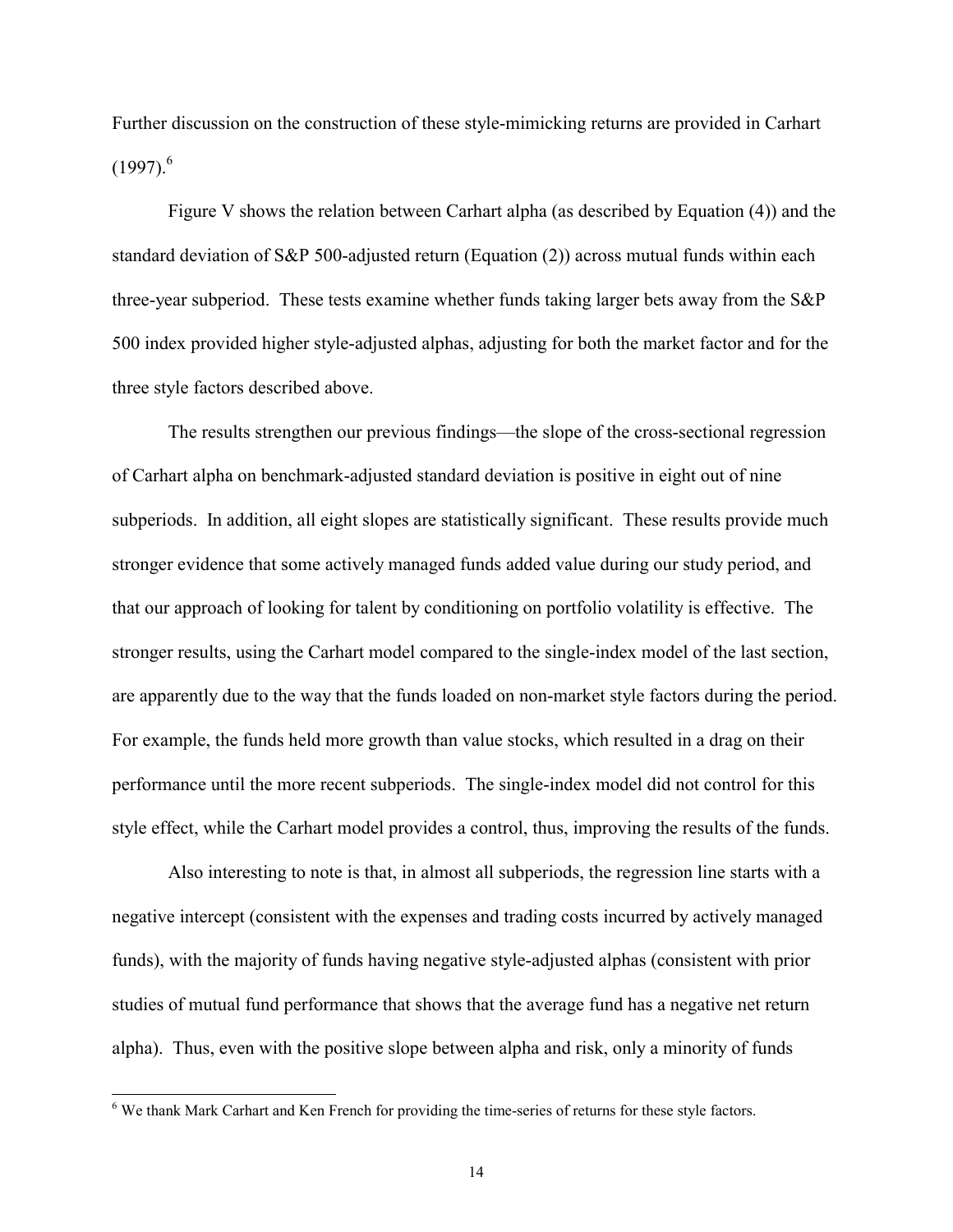Further discussion on the construction of these style-mimicking returns are provided in Carhart (1997).[6]

Figure V shows the relation between Carhart alpha (as described by Equation (4)) and the standard deviation of S&P 500-adjusted return (Equation (2)) across mutual funds within each three-year subperiod. These tests examine whether funds taking larger bets away from the S&P 500 index provided higher style-adjusted alphas, adjusting for both the market factor and for the three style factors described above.

The results strengthen our previous findings—the slope of the cross-sectional regression of Carhart alpha on benchmark-adjusted standard deviation is positive in eight out of nine subperiods. In addition, all eight slopes are statistically significant. These results provide much stronger evidence that some actively managed funds added value during our study period, and that our approach of looking for talent by conditioning on portfolio volatility is effective. The stronger results, using the Carhart model compared to the single-index model of the last section, are apparently due to the way that the funds loaded on non-market style factors during the period. For example, the funds held more growth than value stocks, which resulted in a drag on their performance until the more recent subperiods. The single-index model did not control for this style effect, while the Carhart model provides a control, thus, improving the results of the funds.

Also interesting to note is that, in almost all subperiods, the regression line starts with a negative intercept (consistent with the expenses and trading costs incurred by actively managed funds), with the majority of funds having negative style-adjusted alphas (consistent with prior studies of mutual fund performance that shows that the average fund has a negative net return alpha). Thus, even with the positive slope between alpha and risk, only a minority of funds

[6] We thank Mark Carhart and Ken French for providing the time-series of returns for these style factors.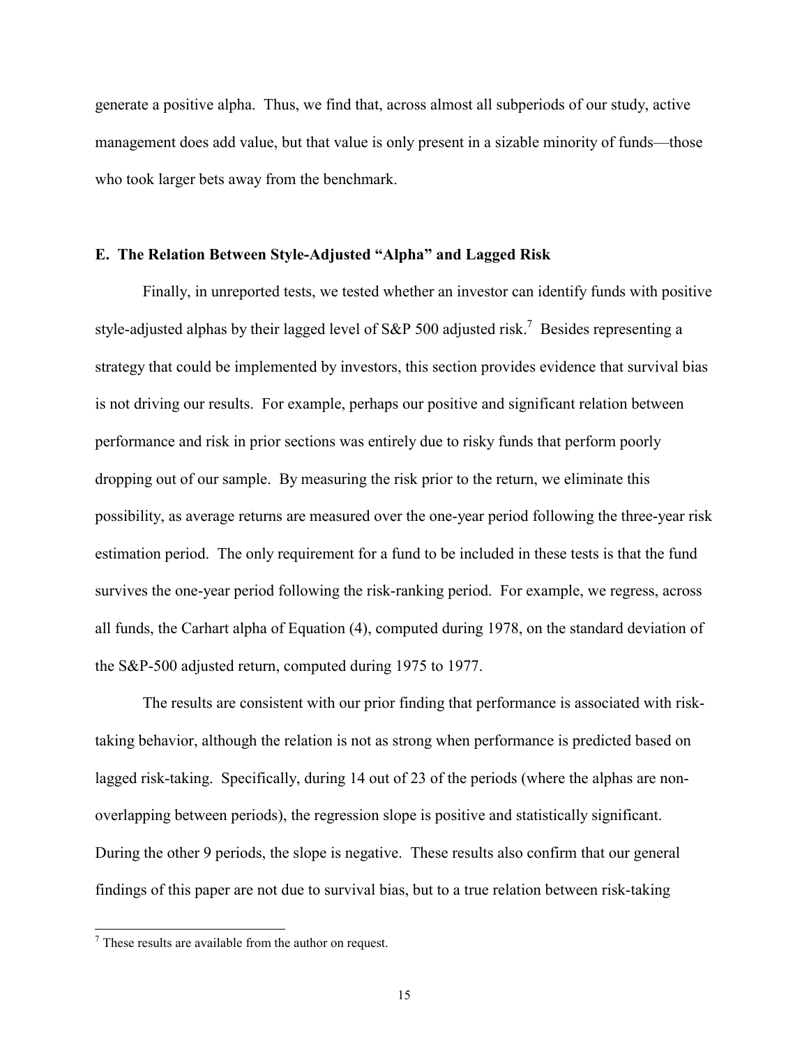generate a positive alpha. Thus, we find that, across almost all subperiods of our study, active management does add value, but that value is only present in a sizable minority of funds—those who took larger bets away from the benchmark.

### E. The Relation Between Style-Adjusted "Alpha" and Lagged Risk

Finally, in unreported tests, we tested whether an investor can identify funds with positive style-adjusted alphas by their lagged level of S&P 500 adjusted risk.[7] Besides representing a strategy that could be implemented by investors, this section provides evidence that survival bias is not driving our results. For example, perhaps our positive and significant relation between performance and risk in prior sections was entirely due to risky funds that perform poorly dropping out of our sample. By measuring the risk prior to the return, we eliminate this possibility, as average returns are measured over the one-year period following the three-year risk estimation period. The only requirement for a fund to be included in these tests is that the fund survives the one-year period following the risk-ranking period. For example, we regress, across all funds, the Carhart alpha of Equation (4), computed during 1978, on the standard deviation of the S&P-500 adjusted return, computed during 1975 to 1977.

The results are consistent with our prior finding that performance is associated with risk-taking behavior, although the relation is not as strong when performance is predicted based on lagged risk-taking. Specifically, during 14 out of 23 of the periods (where the alphas are non-overlapping between periods), the regression slope is positive and statistically significant. During the other 9 periods, the slope is negative. These results also confirm that our general findings of this paper are not due to survival bias, but to a true relation between risk-taking

[7] These results are available from the author on request.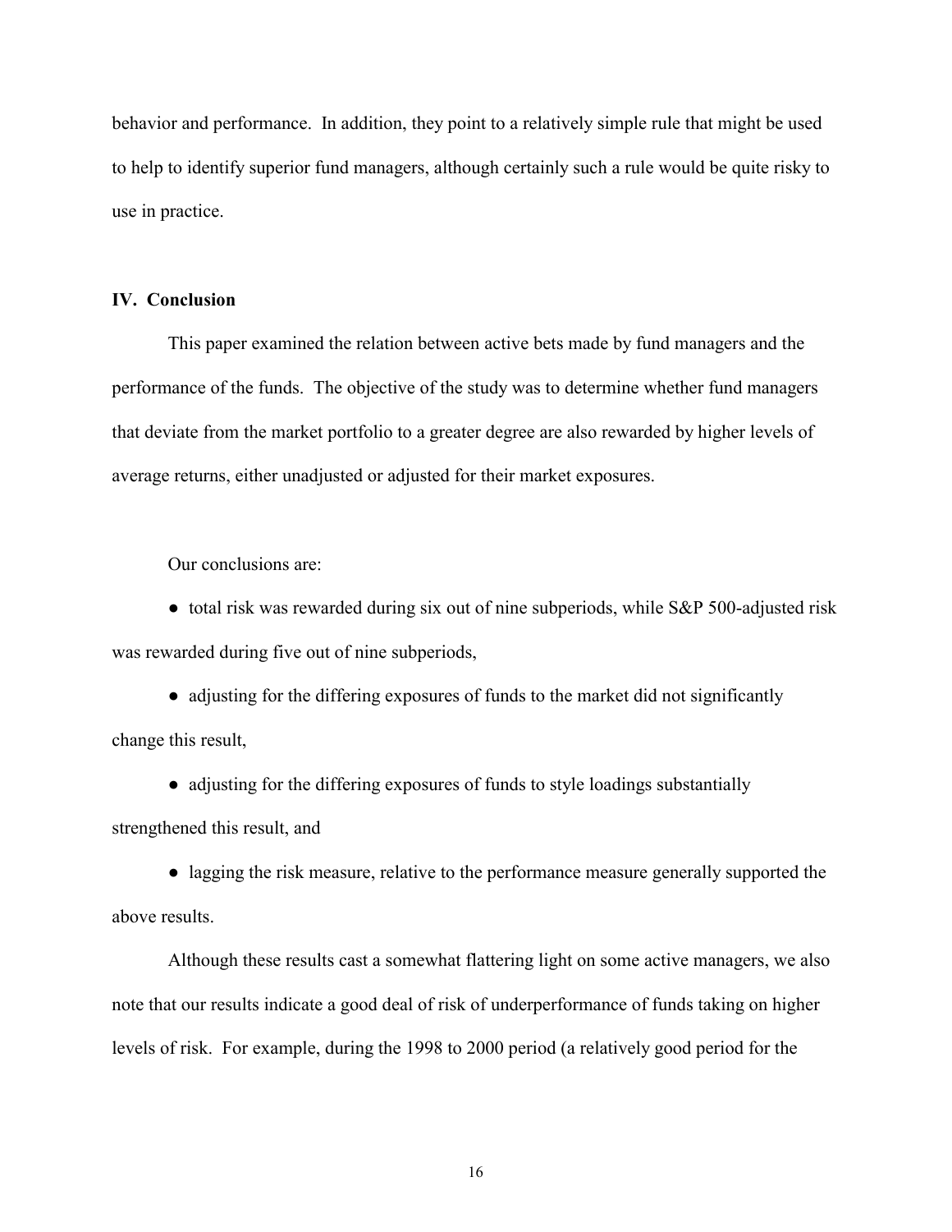behavior and performance. In addition, they point to a relatively simple rule that might be used to help to identify superior fund managers, although certainly such a rule would be quite risky to use in practice.

## IV. Conclusion

This paper examined the relation between active bets made by fund managers and the performance of the funds. The objective of the study was to determine whether fund managers that deviate from the market portfolio to a greater degree are also rewarded by higher levels of average returns, either unadjusted or adjusted for their market exposures.

Our conclusions are:

- total risk was rewarded during six out of nine subperiods, while S&P 500-adjusted risk was rewarded during five out of nine subperiods,
- adjusting for the differing exposures of funds to the market did not significantly change this result,
- adjusting for the differing exposures of funds to style loadings substantially strengthened this result, and
- lagging the risk measure, relative to the performance measure generally supported the above results.

Although these results cast a somewhat flattering light on some active managers, we also note that our results indicate a good deal of risk of underperformance of funds taking on higher levels of risk. For example, during the 1998 to 2000 period (a relatively good period for the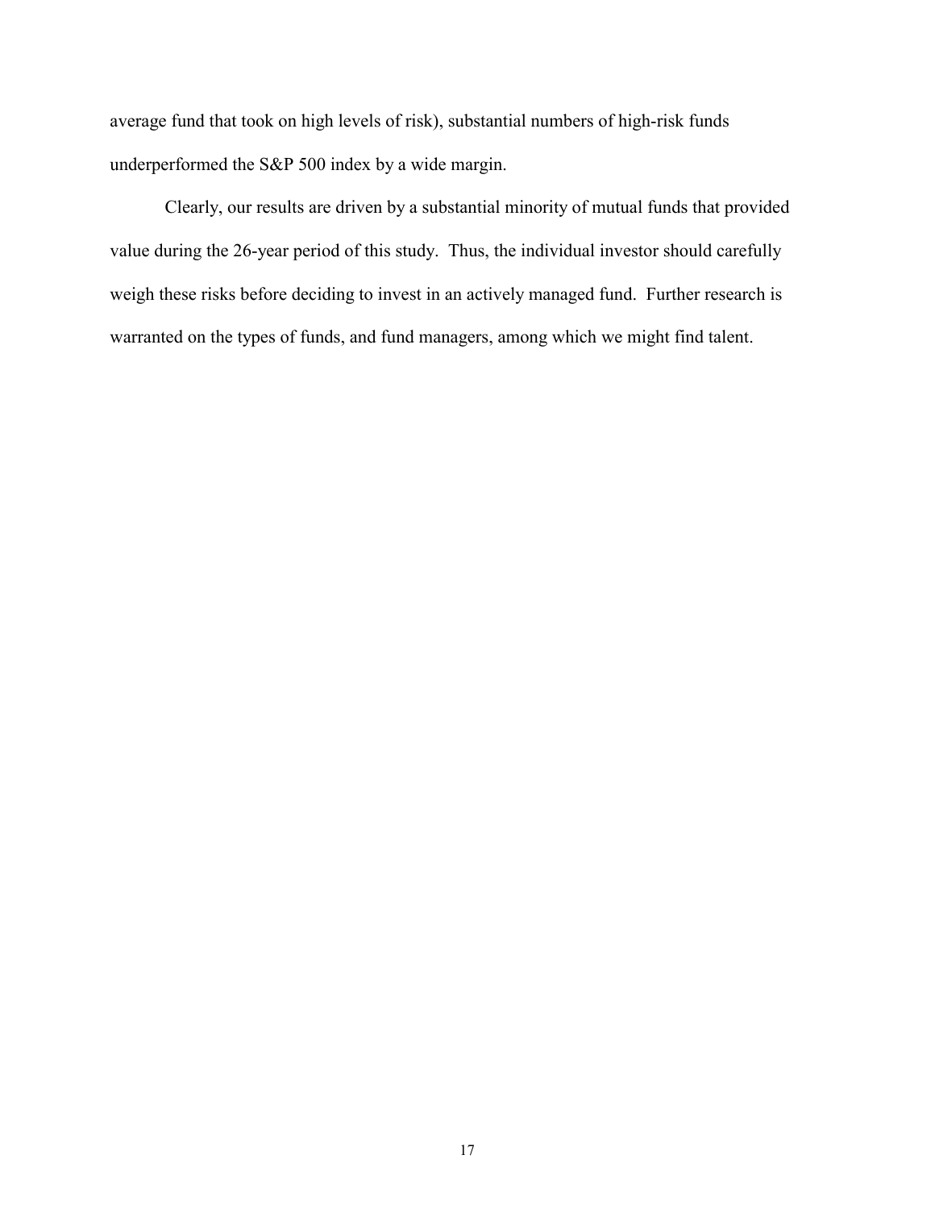average fund that took on high levels of risk), substantial numbers of high-risk funds underperformed the S&P 500 index by a wide margin.

Clearly, our results are driven by a substantial minority of mutual funds that provided value during the 26-year period of this study. Thus, the individual investor should carefully weigh these risks before deciding to invest in an actively managed fund. Further research is warranted on the types of funds, and fund managers, among which we might find talent.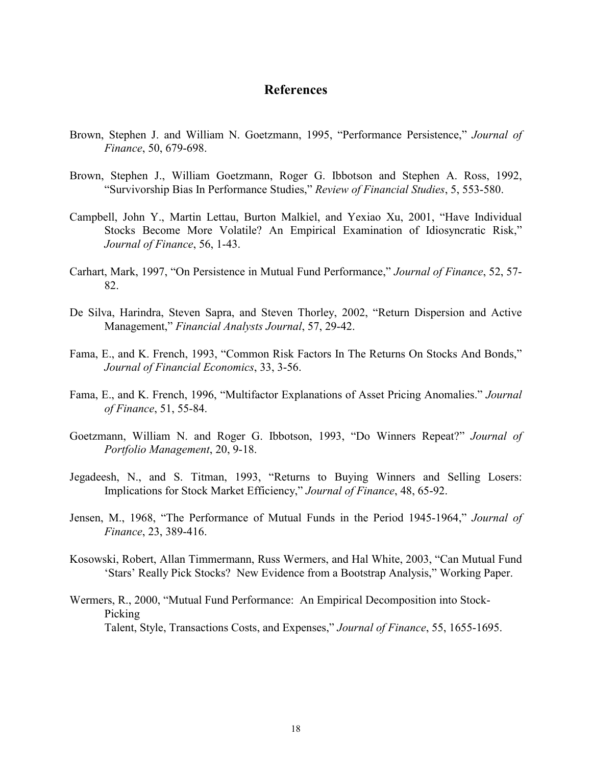## References

Brown, Stephen J. and William N. Goetzmann, 1995, "Performance Persistence," *Journal of Finance*, 50, 679-698.

Brown, Stephen J., William Goetzmann, Roger G. Ibbotson and Stephen A. Ross, 1992, "Survivorship Bias In Performance Studies," *Review of Financial Studies*, 5, 553-580.

Campbell, John Y., Martin Lettau, Burton Malkiel, and Yexiao Xu, 2001, "Have Individual Stocks Become More Volatile? An Empirical Examination of Idiosyncratic Risk," *Journal of Finance*, 56, 1-43.

Carhart, Mark, 1997, "On Persistence in Mutual Fund Performance," *Journal of Finance*, 52, 57-82.

De Silva, Harindra, Steven Sapra, and Steven Thorley, 2002, "Return Dispersion and Active Management," *Financial Analysts Journal*, 57, 29-42.

Fama, E., and K. French, 1993, "Common Risk Factors In The Returns On Stocks And Bonds," *Journal of Financial Economics*, 33, 3-56.

Fama, E., and K. French, 1996, "Multifactor Explanations of Asset Pricing Anomalies." *Journal of Finance*, 51, 55-84.

Goetzmann, William N. and Roger G. Ibbotson, 1993, "Do Winners Repeat?" *Journal of Portfolio Management*, 20, 9-18.

Jegadeesh, N., and S. Titman, 1993, "Returns to Buying Winners and Selling Losers: Implications for Stock Market Efficiency," *Journal of Finance*, 48, 65-92.

Jensen, M., 1968, "The Performance of Mutual Funds in the Period 1945-1964," *Journal of Finance*, 23, 389-416.

Kosowski, Robert, Allan Timmermann, Russ Wermers, and Hal White, 2003, "Can Mutual Fund 'Stars' Really Pick Stocks? New Evidence from a Bootstrap Analysis," Working Paper.

Wermers, R., 2000, "Mutual Fund Performance: An Empirical Decomposition into Stock-Picking Talent, Style, Transactions Costs, and Expenses," *Journal of Finance*, 55, 1655-1695.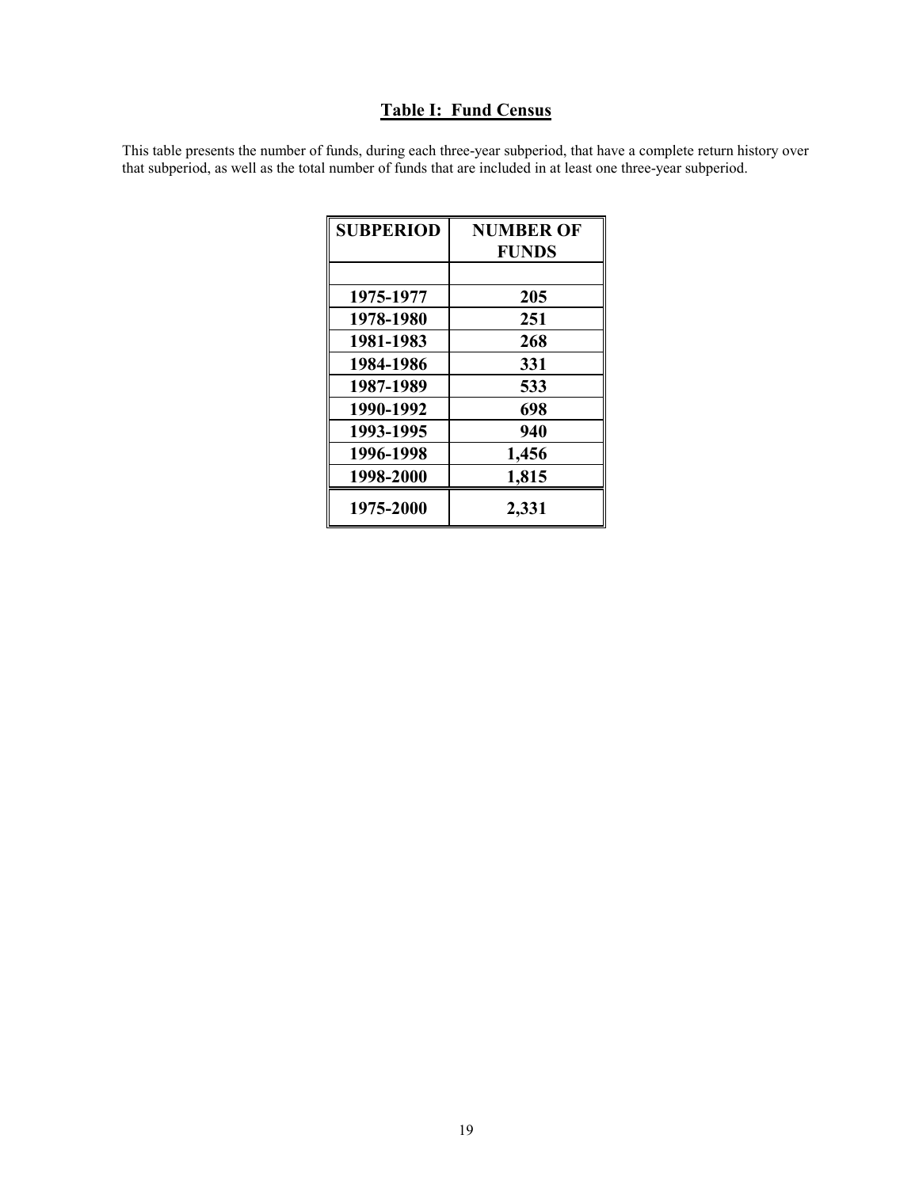## Table I: Fund Census

This table presents the number of funds, during each three-year subperiod, that have a complete return history over that subperiod, as well as the total number of funds that are included in at least one three-year subperiod.

| SUBPERIOD | NUMBER OF FUNDS |
|---|---|
| | |
| 1975-1977 | 205 |
| 1978-1980 | 251 |
| 1981-1983 | 268 |
| 1984-1986 | 331 |
| 1987-1989 | 533 |
| 1990-1992 | 698 |
| 1993-1995 | 940 |
| 1996-1998 | 1,456 |
| 1998-2000 | 1,815 |
| 1975-2000 | 2,331 |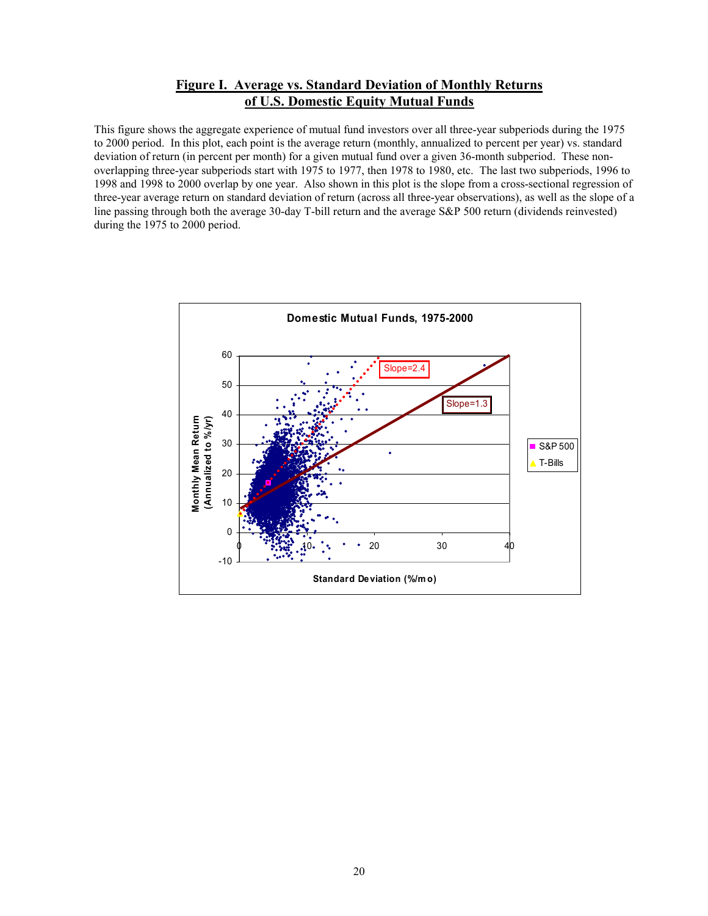## Figure I. Average vs. Standard Deviation of Monthly Returns of U.S. Domestic Equity Mutual Funds

This figure shows the aggregate experience of mutual fund investors over all three-year subperiods during the 1975 to 2000 period. In this plot, each point is the average return (monthly, annualized to percent per year) vs. standard deviation of return (in percent per month) for a given mutual fund over a given 36-month subperiod. These non-overlapping three-year subperiods start with 1975 to 1977, then 1978 to 1980, etc. The last two subperiods, 1996 to 1998 and 1998 to 2000 overlap by one year. Also shown in this plot is the slope from a cross-sectional regression of three-year average return on standard deviation of return (across all three-year observations), as well as the slope of a line passing through both the average 30-day T-bill return and the average S&P 500 return (dividends reinvested) during the 1975 to 2000 period.

**Domestic Mutual Funds, 1975-2000**

Monthly Mean Return (Annualized to %/yr)

Standard Deviation (%/mo)

Slope=2.4

Slope=1.3

S&P 500

T-Bills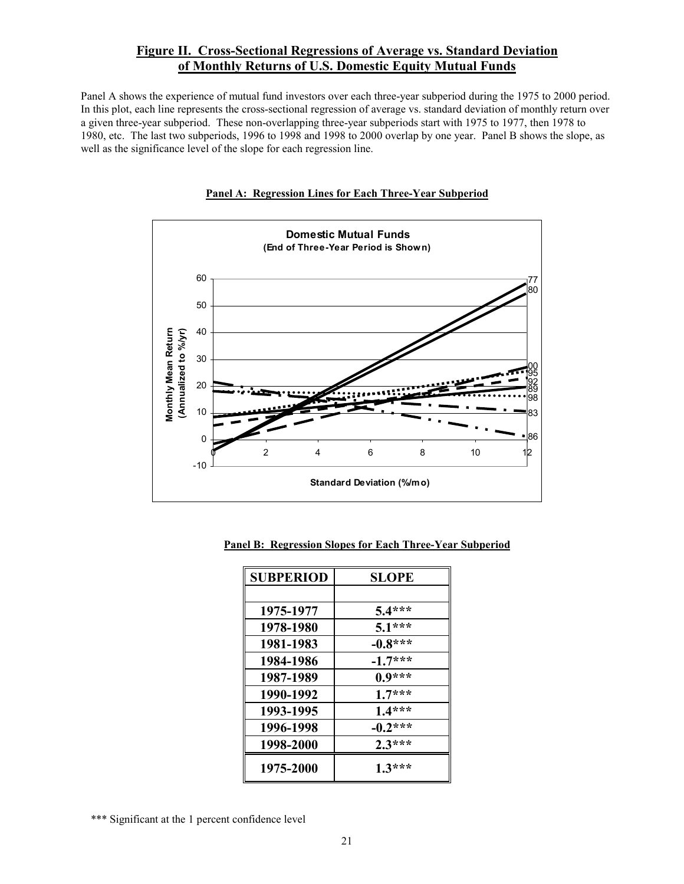## Figure II. Cross-Sectional Regressions of Average vs. Standard Deviation of Monthly Returns of U.S. Domestic Equity Mutual Funds

Panel A shows the experience of mutual fund investors over each three-year subperiod during the 1975 to 2000 period. In this plot, each line represents the cross-sectional regression of average vs. standard deviation of monthly return over a given three-year subperiod. These non-overlapping three-year subperiods start with 1975 to 1977, then 1978 to 1980, etc. The last two subperiods, 1996 to 1998 and 1998 to 2000 overlap by one year. Panel B shows the slope, as well as the significance level of the slope for each regression line.

### Panel A: Regression Lines for Each Three-Year Subperiod

**Domestic Mutual Funds**
**(End of Three-Year Period is Shown)**

Monthly Mean Return (Annualized to %/yr) vs. Standard Deviation (%/mo); lines labeled 77, 80, 00, 95, 92, 89, 98, 83, 86.

### Panel B: Regression Slopes for Each Three-Year Subperiod

| SUBPERIOD | SLOPE |
|---|---|
| 1975-1977 | 5.4*** |
| 1978-1980 | 5.1*** |
| 1981-1983 | -0.8*** |
| 1984-1986 | -1.7*** |
| 1987-1989 | 0.9*** |
| 1990-1992 | 1.7*** |
| 1993-1995 | 1.4*** |
| 1996-1998 | -0.2*** |
| 1998-2000 | 2.3*** |
| 1975-2000 | 1.3*** |

*** Significant at the 1 percent confidence level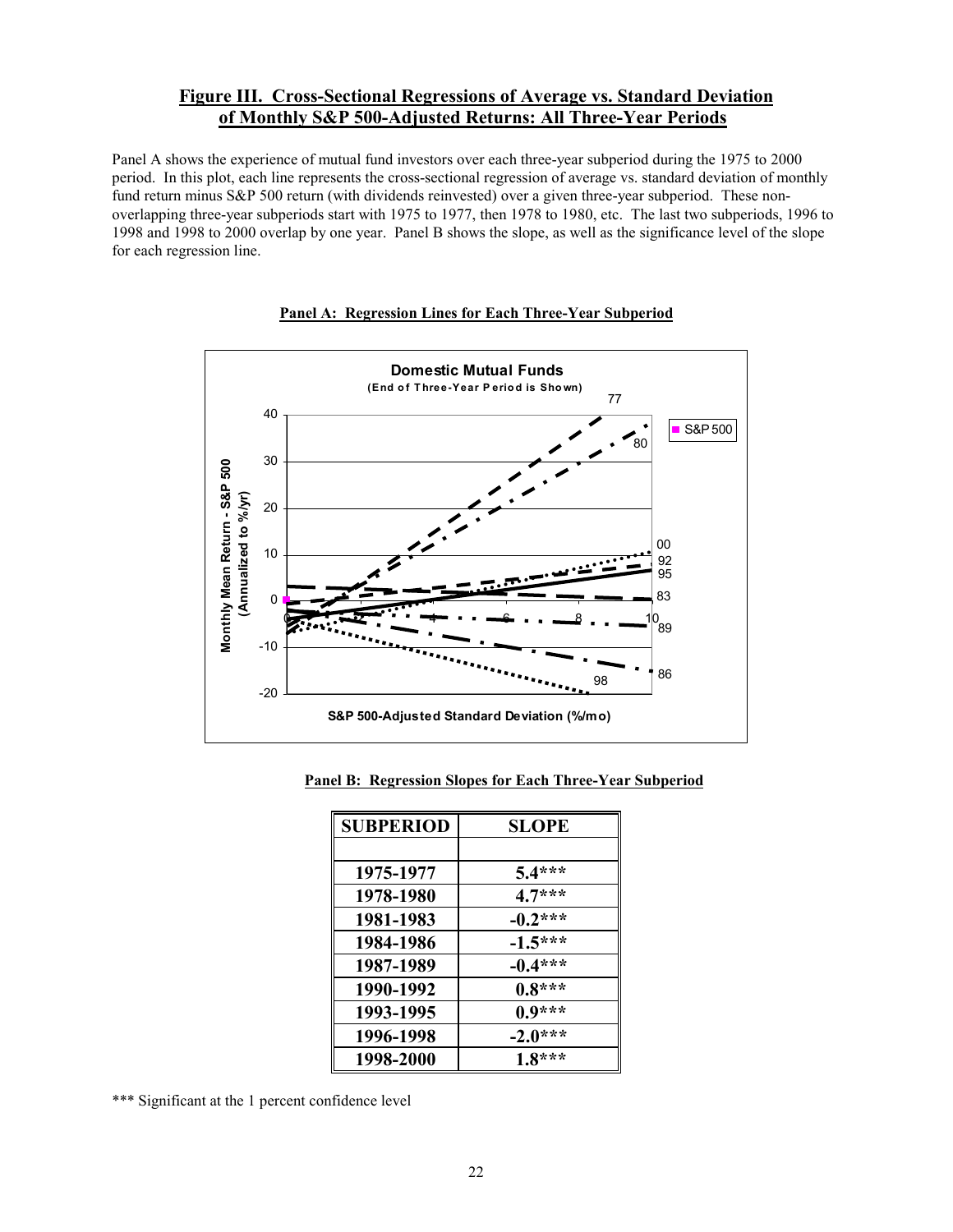## Figure III. Cross-Sectional Regressions of Average vs. Standard Deviation of Monthly S&P 500-Adjusted Returns: All Three-Year Periods

Panel A shows the experience of mutual fund investors over each three-year subperiod during the 1975 to 2000 period. In this plot, each line represents the cross-sectional regression of average vs. standard deviation of monthly fund return minus S&P 500 return (with dividends reinvested) over a given three-year subperiod. These non-overlapping three-year subperiods start with 1975 to 1977, then 1978 to 1980, etc. The last two subperiods, 1996 to 1998 and 1998 to 2000 overlap by one year. Panel B shows the slope, as well as the significance level of the slope for each regression line.

### Panel A: Regression Lines for Each Three-Year Subperiod

### Panel B: Regression Slopes for Each Three-Year Subperiod

| SUBPERIOD | SLOPE |
|---|---|
| 1975-1977 | 5.4*** |
| 1978-1980 | 4.7*** |
| 1981-1983 | -0.2*** |
| 1984-1986 | -1.5*** |
| 1987-1989 | -0.4*** |
| 1990-1992 | 0.8*** |
| 1993-1995 | 0.9*** |
| 1996-1998 | -2.0*** |
| 1998-2000 | 1.8*** |

*** Significant at the 1 percent confidence level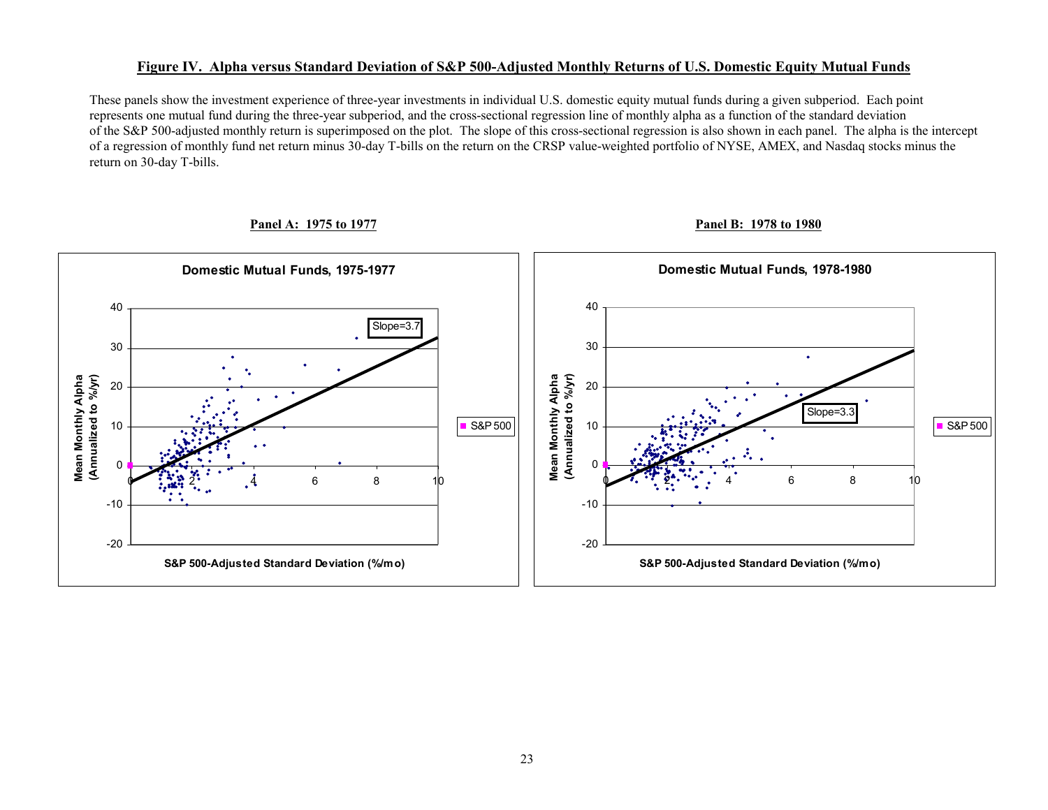## Figure IV. Alpha versus Standard Deviation of S&P 500-Adjusted Monthly Returns of U.S. Domestic Equity Mutual Funds

These panels show the investment experience of three-year investments in individual U.S. domestic equity mutual funds during a given subperiod. Each point represents one mutual fund during the three-year subperiod, and the cross-sectional regression line of monthly alpha as a function of the standard deviation of the S&P 500-adjusted monthly return is superimposed on the plot. The slope of this cross-sectional regression is also shown in each panel. The alpha is the intercept of a regression of monthly fund net return minus 30-day T-bills on the return on the CRSP value-weighted portfolio of NYSE, AMEX, and Nasdaq stocks minus the return on 30-day T-bills.

**Panel A: 1975 to 1977**

**Panel B: 1978 to 1980**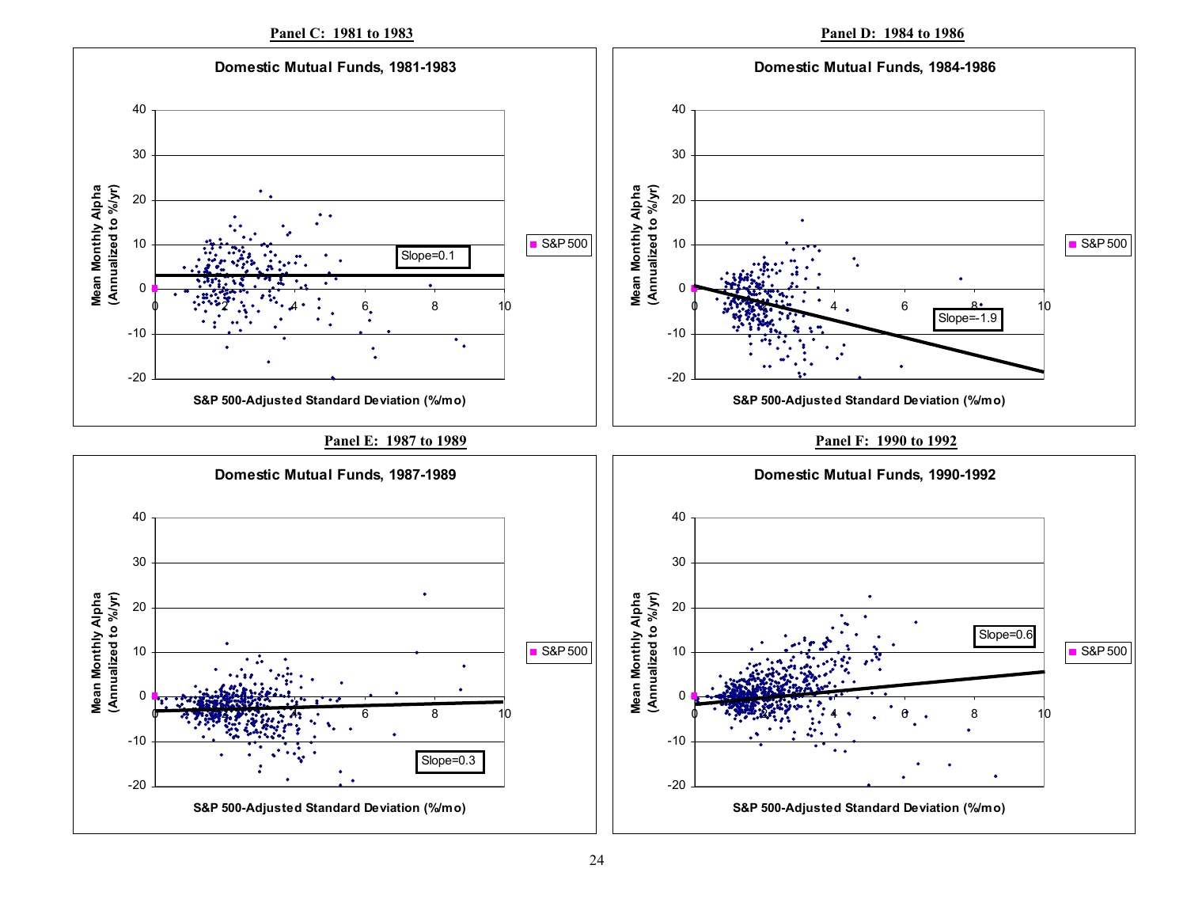**Panel C: 1981 to 1983**

Domestic Mutual Funds, 1981-1983

Slope=0.1

Mean Monthly Alpha (Annualized to %/yr)

S&P 500-Adjusted Standard Deviation (%/mo)

S&P 500

**Panel D: 1984 to 1986**

Domestic Mutual Funds, 1984-1986

Slope=-1.9

Mean Monthly Alpha (Annualized to %/yr)

S&P 500-Adjusted Standard Deviation (%/mo)

S&P 500

**Panel E: 1987 to 1989**

Domestic Mutual Funds, 1987-1989

Slope=0.3

Mean Monthly Alpha (Annualized to %/yr)

S&P 500-Adjusted Standard Deviation (%/mo)

S&P 500

**Panel F: 1990 to 1992**

Domestic Mutual Funds, 1990-1992

Slope=0.6

Mean Monthly Alpha (Annualized to %/yr)

S&P 500-Adjusted Standard Deviation (%/mo)

S&P 500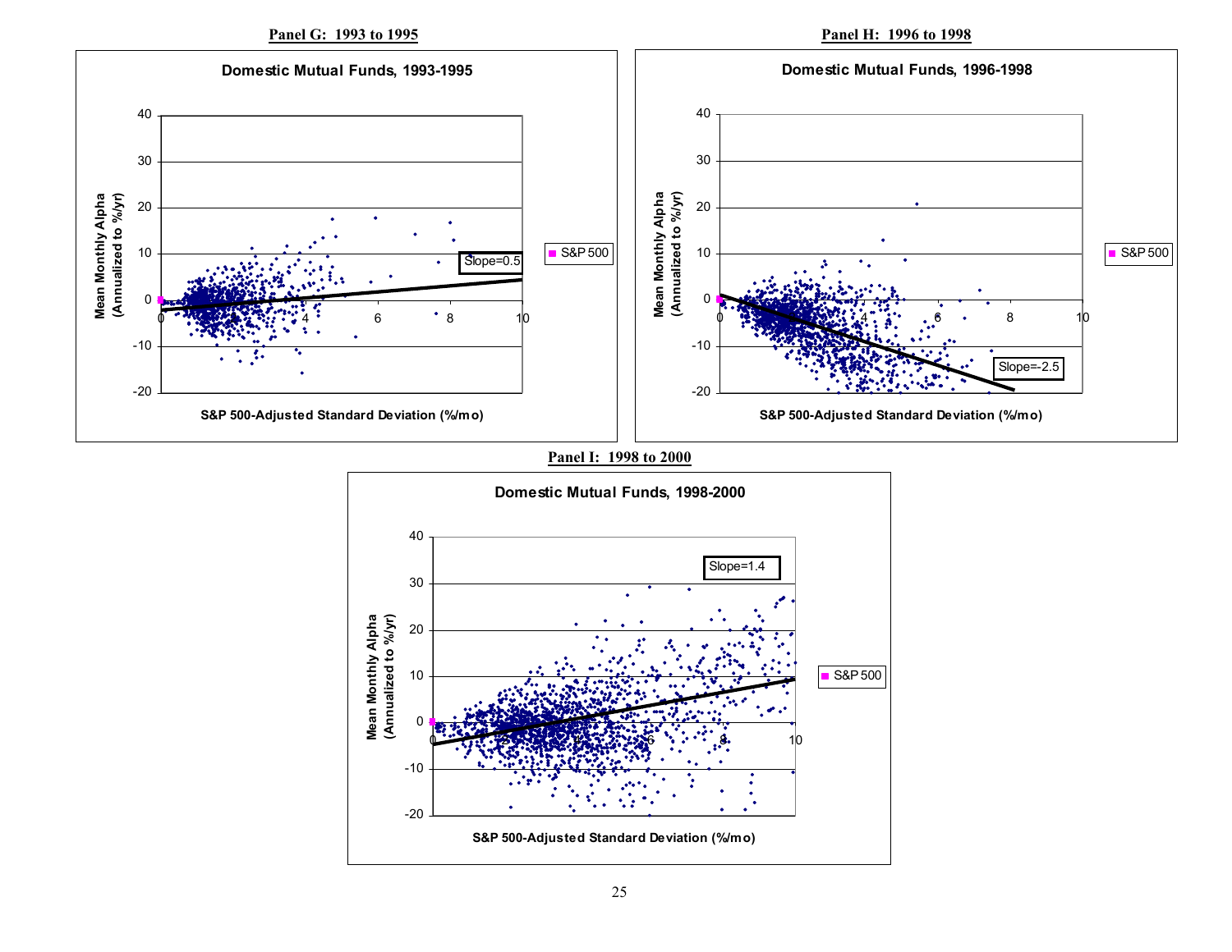**Panel G: 1993 to 1995**

**Panel H: 1996 to 1998**

**Panel I: 1998 to 2000**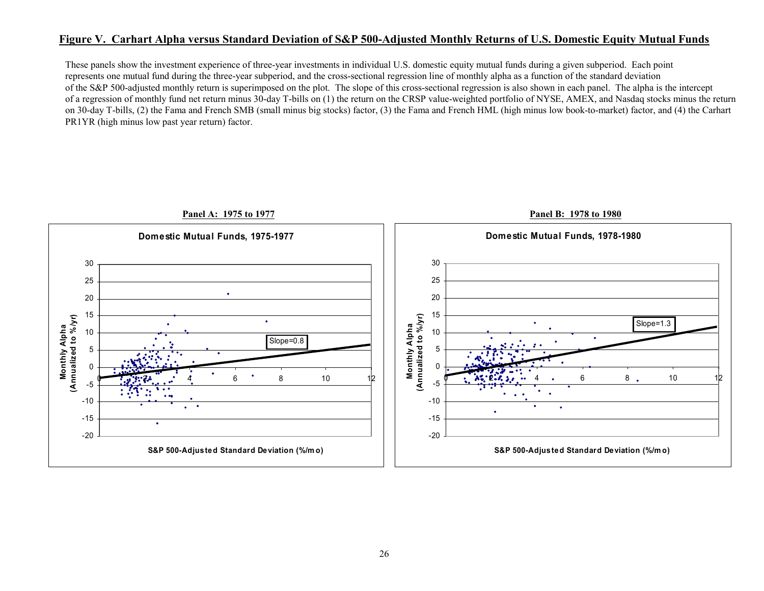## Figure V. Carhart Alpha versus Standard Deviation of S&P 500-Adjusted Monthly Returns of U.S. Domestic Equity Mutual Funds

These panels show the investment experience of three-year investments in individual U.S. domestic equity mutual funds during a given subperiod. Each point represents one mutual fund during the three-year subperiod, and the cross-sectional regression line of monthly alpha as a function of the standard deviation of the S&P 500-adjusted monthly return is superimposed on the plot. The slope of this cross-sectional regression is also shown in each panel. The alpha is the intercept of a regression of monthly fund net return minus 30-day T-bills on (1) the return on the CRSP value-weighted portfolio of NYSE, AMEX, and Nasdaq stocks minus the return on 30-day T-bills, (2) the Fama and French SMB (small minus big stocks) factor, (3) the Fama and French HML (high minus low book-to-market) factor, and (4) the Carhart PR1YR (high minus low past year return) factor.

**Panel A: 1975 to 1977**

Domestic Mutual Funds, 1975-1977

Slope=0.8

**Panel B: 1978 to 1980**

Domestic Mutual Funds, 1978-1980

Slope=1.3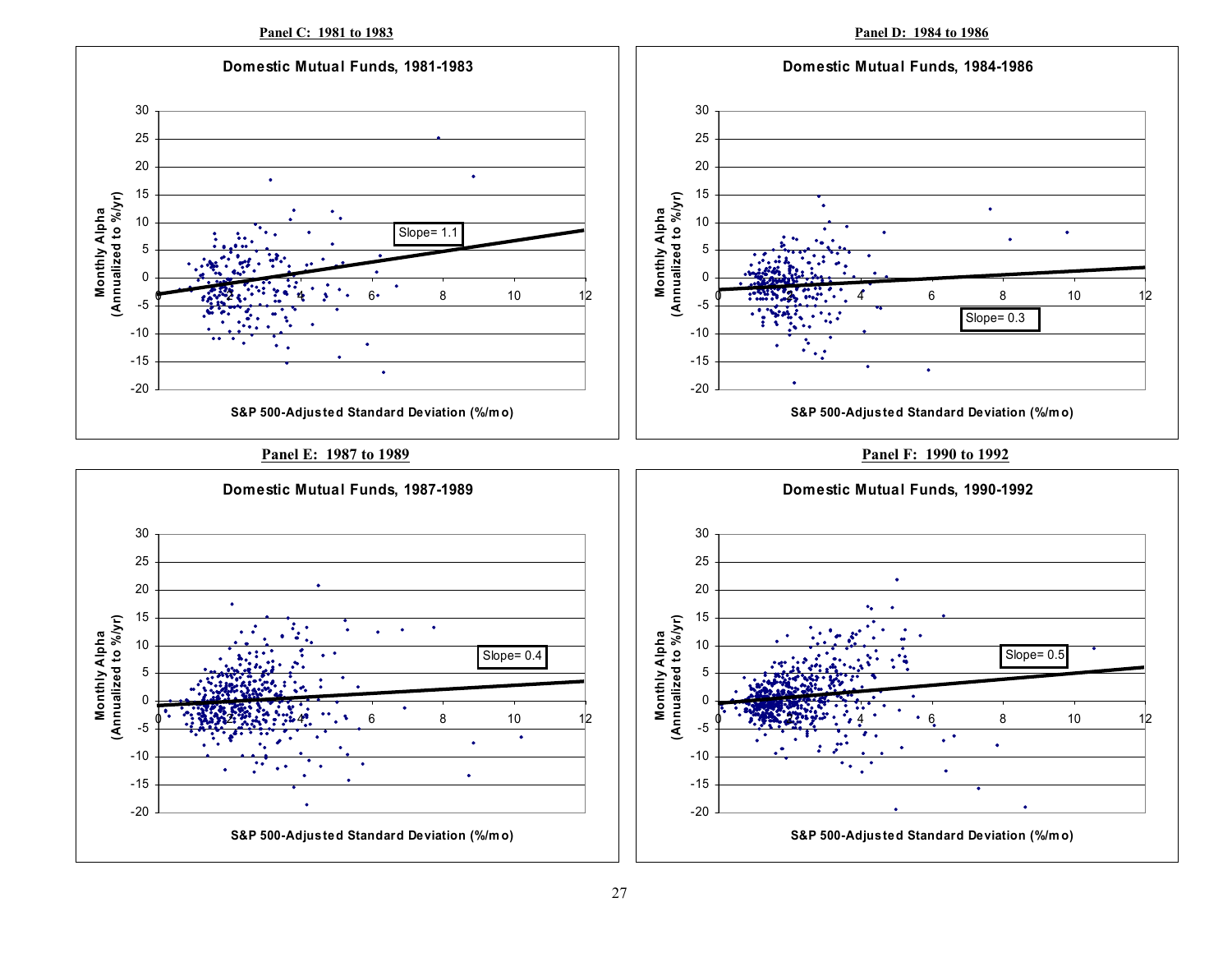**Panel C: 1981 to 1983**

Domestic Mutual Funds, 1981-1983

Monthly Alpha (Annualized to %/yr)

Slope= 1.1

S&P 500-Adjusted Standard Deviation (%/mo)

**Panel D: 1984 to 1986**

Domestic Mutual Funds, 1984-1986

Monthly Alpha (Annualized to %/yr)

Slope= 0.3

S&P 500-Adjusted Standard Deviation (%/mo)

**Panel E: 1987 to 1989**

Domestic Mutual Funds, 1987-1989

Monthly Alpha (Annualized to %/yr)

Slope= 0.4

S&P 500-Adjusted Standard Deviation (%/mo)

**Panel F: 1990 to 1992**

Domestic Mutual Funds, 1990-1992

Monthly Alpha (Annualized to %/yr)

Slope= 0.5

S&P 500-Adjusted Standard Deviation (%/mo)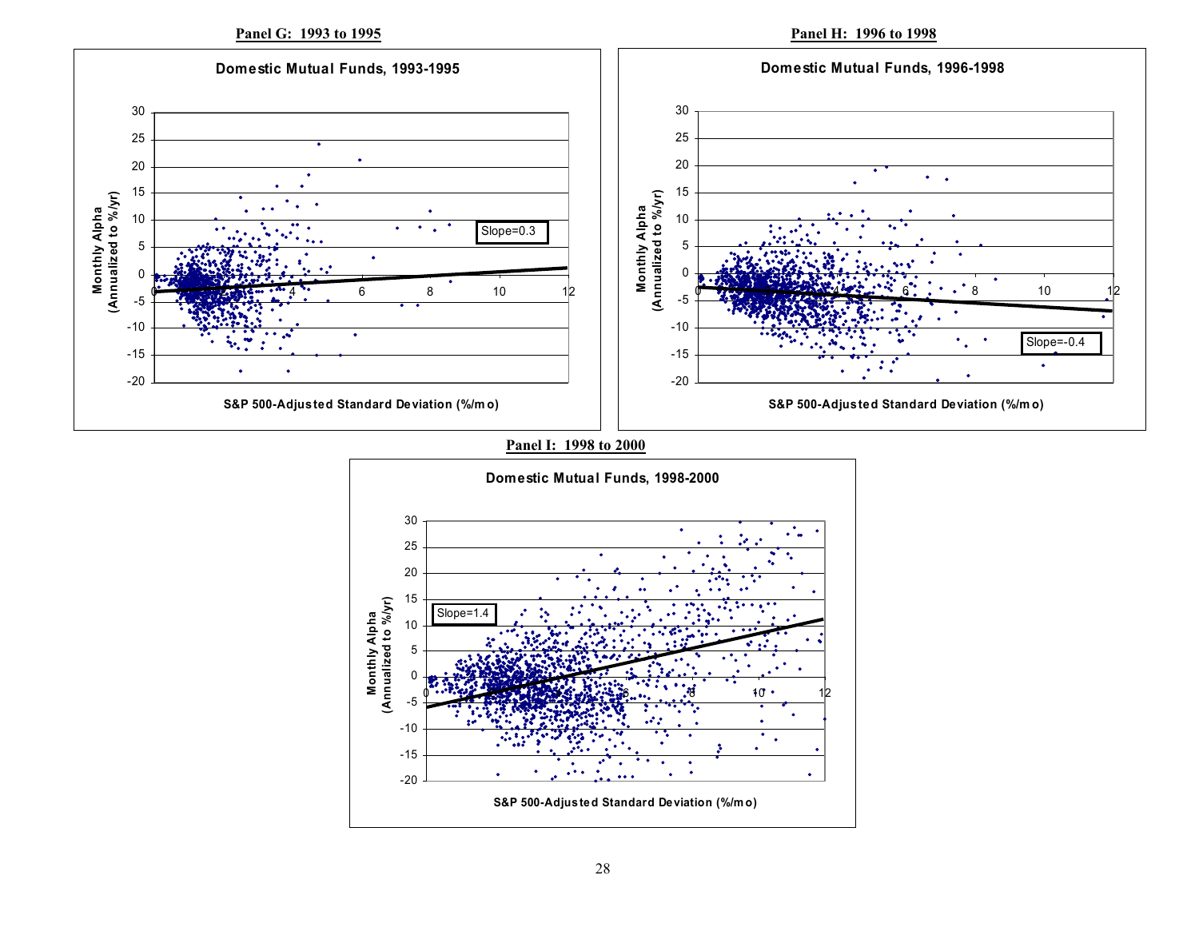**Panel G: 1993 to 1995**

Domestic Mutual Funds, 1993-1995

30
25
20
15
10
5
0
-5
-10
-15
-20

0
4
6
8
10
12

Slope=0.3

Monthly Alpha (Annualized to %/yr)

S&P 500-Adjusted Standard Deviation (%/mo)

**Panel H: 1996 to 1998**

Domestic Mutual Funds, 1996-1998

30
25
20
15
10
5
0
-5
-10
-15
-20

0
4
6
8
10
12

Slope=-0.4

Monthly Alpha (Annualized to %/yr)

S&P 500-Adjusted Standard Deviation (%/mo)

**Panel I: 1998 to 2000**

Domestic Mutual Funds, 1998-2000

30
25
20
15
10
5
0
-5
-10
-15
-20

0
6
8
10
12

Slope=1.4

Monthly Alpha (Annualized to %/yr)

S&P 500-Adjusted Standard Deviation (%/mo)